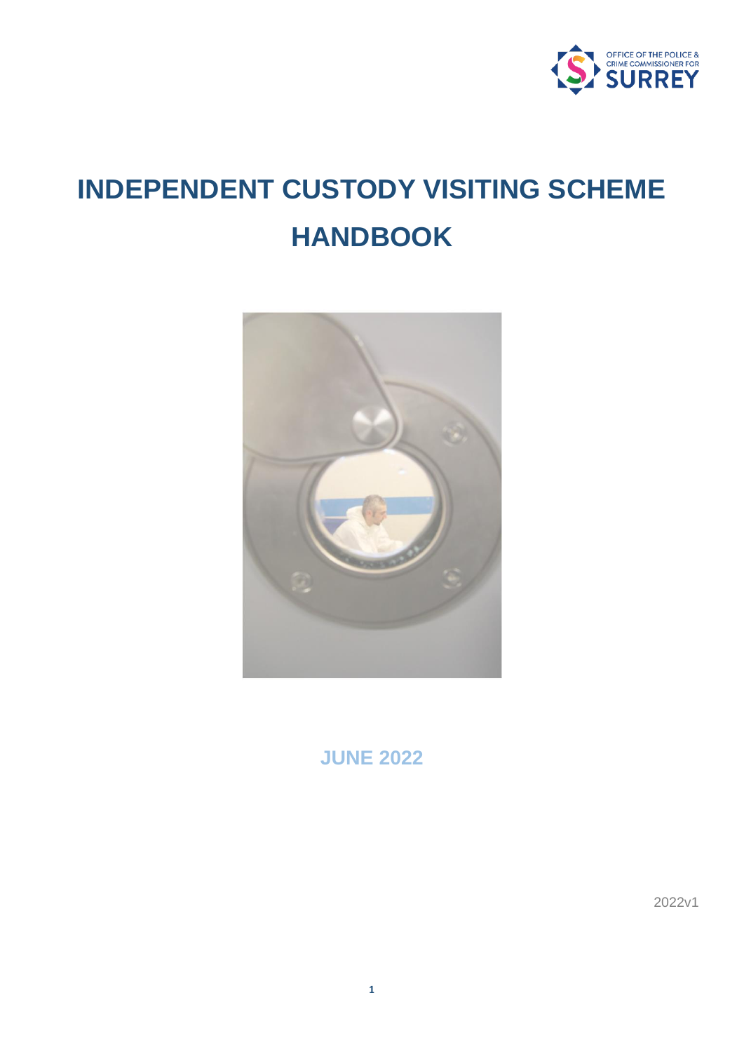OFFICE OF THE POLICE & CRIME COMMISSIONER FOR SURREY

# INDEPENDENT CUSTODY VISITING SCHEME HANDBOOK

**JUNE 2022**

2022v1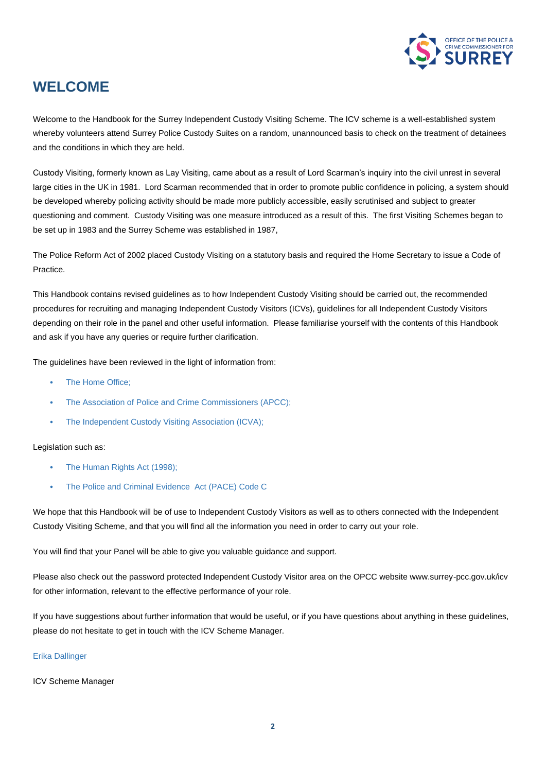# WELCOME

Welcome to the Handbook for the Surrey Independent Custody Visiting Scheme. The ICV scheme is a well-established system whereby volunteers attend Surrey Police Custody Suites on a random, unannounced basis to check on the treatment of detainees and the conditions in which they are held.

Custody Visiting, formerly known as Lay Visiting, came about as a result of Lord Scarman's inquiry into the civil unrest in several large cities in the UK in 1981. Lord Scarman recommended that in order to promote public confidence in policing, a system should be developed whereby policing activity should be made more publicly accessible, easily scrutinised and subject to greater questioning and comment. Custody Visiting was one measure introduced as a result of this. The first Visiting Schemes began to be set up in 1983 and the Surrey Scheme was established in 1987,

The Police Reform Act of 2002 placed Custody Visiting on a statutory basis and required the Home Secretary to issue a Code of Practice.

This Handbook contains revised guidelines as to how Independent Custody Visiting should be carried out, the recommended procedures for recruiting and managing Independent Custody Visitors (ICVs), guidelines for all Independent Custody Visitors depending on their role in the panel and other useful information. Please familiarise yourself with the contents of this Handbook and ask if you have any queries or require further clarification.

The guidelines have been reviewed in the light of information from:

- The Home Office;
- The Association of Police and Crime Commissioners (APCC);
- The Independent Custody Visiting Association (ICVA);

Legislation such as:

- The Human Rights Act (1998);
- The Police and Criminal Evidence Act (PACE) Code C

We hope that this Handbook will be of use to Independent Custody Visitors as well as to others connected with the Independent Custody Visiting Scheme, and that you will find all the information you need in order to carry out your role.

You will find that your Panel will be able to give you valuable guidance and support.

Please also check out the password protected Independent Custody Visitor area on the OPCC website www.surrey-pcc.gov.uk/icv for other information, relevant to the effective performance of your role.

If you have suggestions about further information that would be useful, or if you have questions about anything in these guidelines, please do not hesitate to get in touch with the ICV Scheme Manager.

Erika Dallinger

ICV Scheme Manager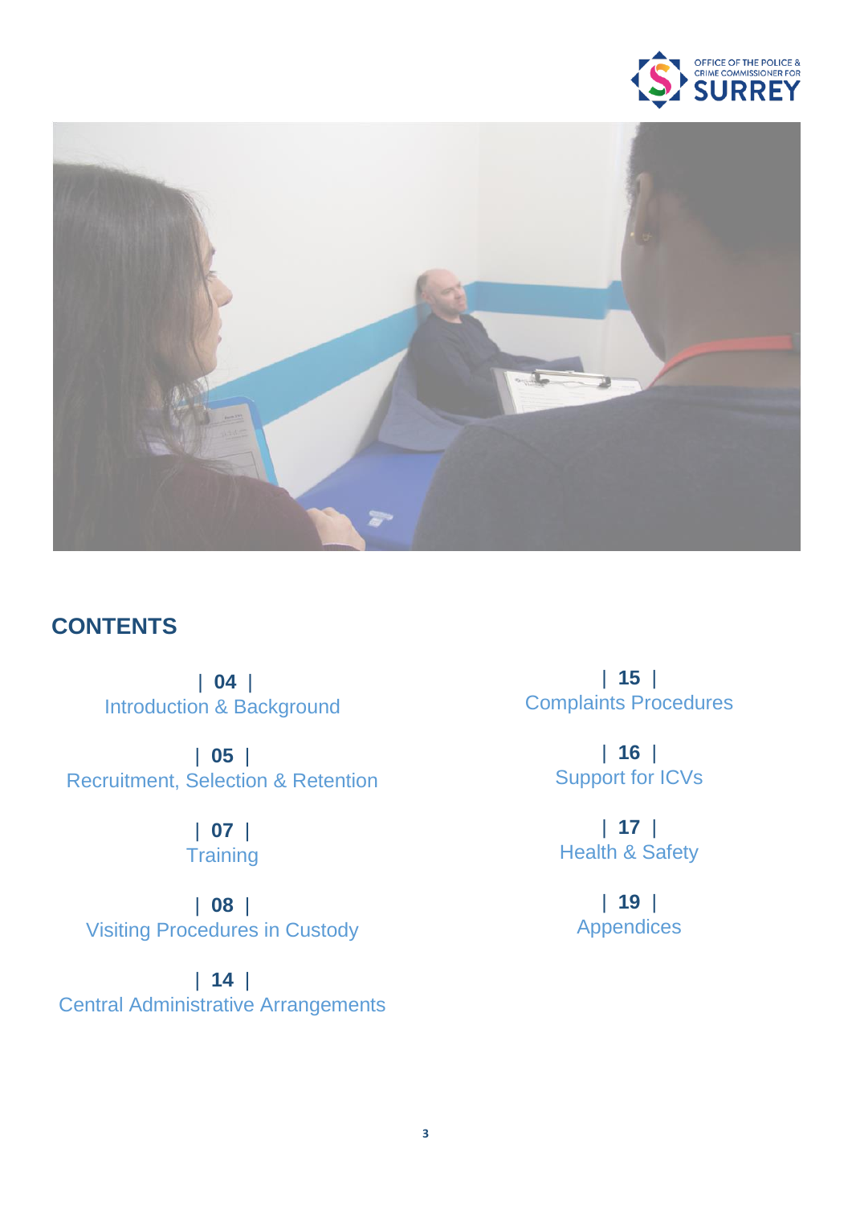## CONTENTS

| 04 | Introduction & Background

| 05 | Recruitment, Selection & Retention

| 07 | Training

| 08 | Visiting Procedures in Custody

| 14 | Central Administrative Arrangements

| 15 | Complaints Procedures

| 16 | Support for ICVs

| 17 | Health & Safety

| 19 | Appendices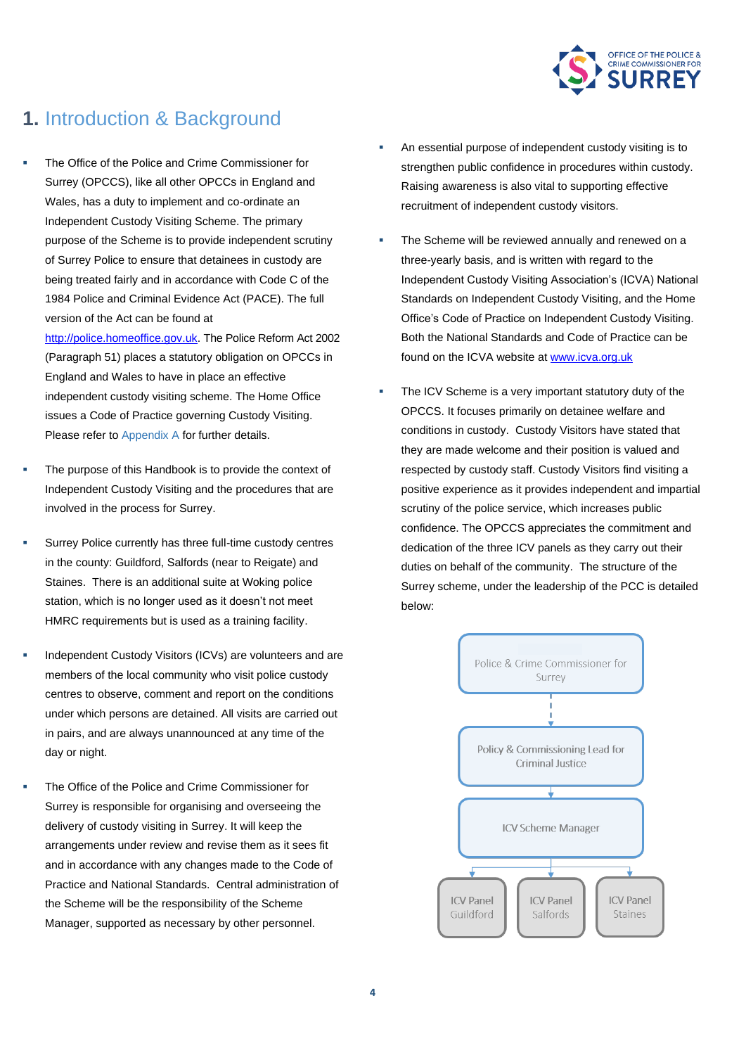# 1. Introduction & Background

- The Office of the Police and Crime Commissioner for Surrey (OPCCS), like all other OPCCs in England and Wales, has a duty to implement and co-ordinate an Independent Custody Visiting Scheme. The primary purpose of the Scheme is to provide independent scrutiny of Surrey Police to ensure that detainees in custody are being treated fairly and in accordance with Code C of the 1984 Police and Criminal Evidence Act (PACE). The full version of the Act can be found at http://police.homeoffice.gov.uk. The Police Reform Act 2002 (Paragraph 51) places a statutory obligation on OPCCs in England and Wales to have in place an effective independent custody visiting scheme. The Home Office issues a Code of Practice governing Custody Visiting. Please refer to Appendix A for further details.

- The purpose of this Handbook is to provide the context of Independent Custody Visiting and the procedures that are involved in the process for Surrey.

- Surrey Police currently has three full-time custody centres in the county: Guildford, Salfords (near to Reigate) and Staines. There is an additional suite at Woking police station, which is no longer used as it doesn't not meet HMRC requirements but is used as a training facility.

- Independent Custody Visitors (ICVs) are volunteers and are members of the local community who visit police custody centres to observe, comment and report on the conditions under which persons are detained. All visits are carried out in pairs, and are always unannounced at any time of the day or night.

- The Office of the Police and Crime Commissioner for Surrey is responsible for organising and overseeing the delivery of custody visiting in Surrey. It will keep the arrangements under review and revise them as it sees fit and in accordance with any changes made to the Code of Practice and National Standards. Central administration of the Scheme will be the responsibility of the Scheme Manager, supported as necessary by other personnel.

- An essential purpose of independent custody visiting is to strengthen public confidence in procedures within custody. Raising awareness is also vital to supporting effective recruitment of independent custody visitors.

- The Scheme will be reviewed annually and renewed on a three-yearly basis, and is written with regard to the Independent Custody Visiting Association's (ICVA) National Standards on Independent Custody Visiting, and the Home Office's Code of Practice on Independent Custody Visiting. Both the National Standards and Code of Practice can be found on the ICVA website at www.icva.org.uk

- The ICV Scheme is a very important statutory duty of the OPCCS. It focuses primarily on detainee welfare and conditions in custody. Custody Visitors have stated that they are made welcome and their position is valued and respected by custody staff. Custody Visitors find visiting a positive experience as it provides independent and impartial scrutiny of the police service, which increases public confidence. The OPCCS appreciates the commitment and dedication of the three ICV panels as they carry out their duties on behalf of the community. The structure of the Surrey scheme, under the leadership of the PCC is detailed below:

Police & Crime Commissioner for Surrey
↓
Policy & Commissioning Lead for Criminal Justice
↓
ICV Scheme Manager
↓
ICV Panel Guildford | ICV Panel Salfords | ICV Panel Staines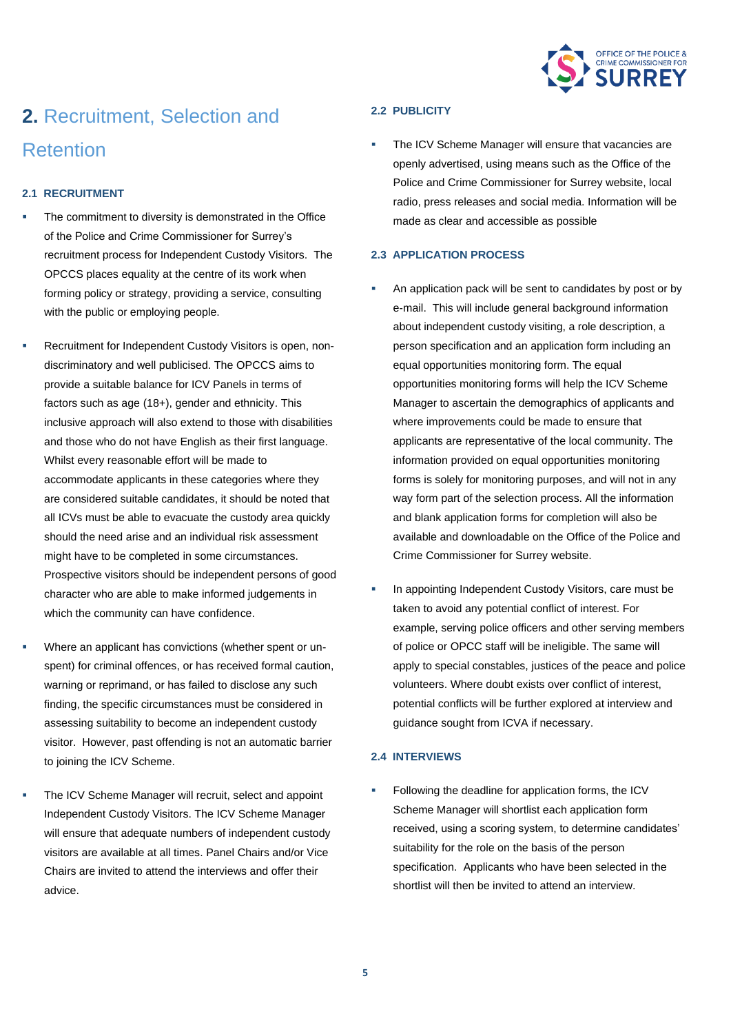## 2. Recruitment, Selection and Retention

### 2.1 RECRUITMENT

- The commitment to diversity is demonstrated in the Office of the Police and Crime Commissioner for Surrey's recruitment process for Independent Custody Visitors. The OPCCS places equality at the centre of its work when forming policy or strategy, providing a service, consulting with the public or employing people.

- Recruitment for Independent Custody Visitors is open, non-discriminatory and well publicised. The OPCCS aims to provide a suitable balance for ICV Panels in terms of factors such as age (18+), gender and ethnicity. This inclusive approach will also extend to those with disabilities and those who do not have English as their first language. Whilst every reasonable effort will be made to accommodate applicants in these categories where they are considered suitable candidates, it should be noted that all ICVs must be able to evacuate the custody area quickly should the need arise and an individual risk assessment might have to be completed in some circumstances. Prospective visitors should be independent persons of good character who are able to make informed judgements in which the community can have confidence.

- Where an applicant has convictions (whether spent or un-spent) for criminal offences, or has received formal caution, warning or reprimand, or has failed to disclose any such finding, the specific circumstances must be considered in assessing suitability to become an independent custody visitor. However, past offending is not an automatic barrier to joining the ICV Scheme.

- The ICV Scheme Manager will recruit, select and appoint Independent Custody Visitors. The ICV Scheme Manager will ensure that adequate numbers of independent custody visitors are available at all times. Panel Chairs and/or Vice Chairs are invited to attend the interviews and offer their advice.

### 2.2 PUBLICITY

- The ICV Scheme Manager will ensure that vacancies are openly advertised, using means such as the Office of the Police and Crime Commissioner for Surrey website, local radio, press releases and social media. Information will be made as clear and accessible as possible

### 2.3 APPLICATION PROCESS

- An application pack will be sent to candidates by post or by e-mail. This will include general background information about independent custody visiting, a role description, a person specification and an application form including an equal opportunities monitoring form. The equal opportunities monitoring forms will help the ICV Scheme Manager to ascertain the demographics of applicants and where improvements could be made to ensure that applicants are representative of the local community. The information provided on equal opportunities monitoring forms is solely for monitoring purposes, and will not in any way form part of the selection process. All the information and blank application forms for completion will also be available and downloadable on the Office of the Police and Crime Commissioner for Surrey website.

- In appointing Independent Custody Visitors, care must be taken to avoid any potential conflict of interest. For example, serving police officers and other serving members of police or OPCC staff will be ineligible. The same will apply to special constables, justices of the peace and police volunteers. Where doubt exists over conflict of interest, potential conflicts will be further explored at interview and guidance sought from ICVA if necessary.

### 2.4 INTERVIEWS

- Following the deadline for application forms, the ICV Scheme Manager will shortlist each application form received, using a scoring system, to determine candidates' suitability for the role on the basis of the person specification. Applicants who have been selected in the shortlist will then be invited to attend an interview.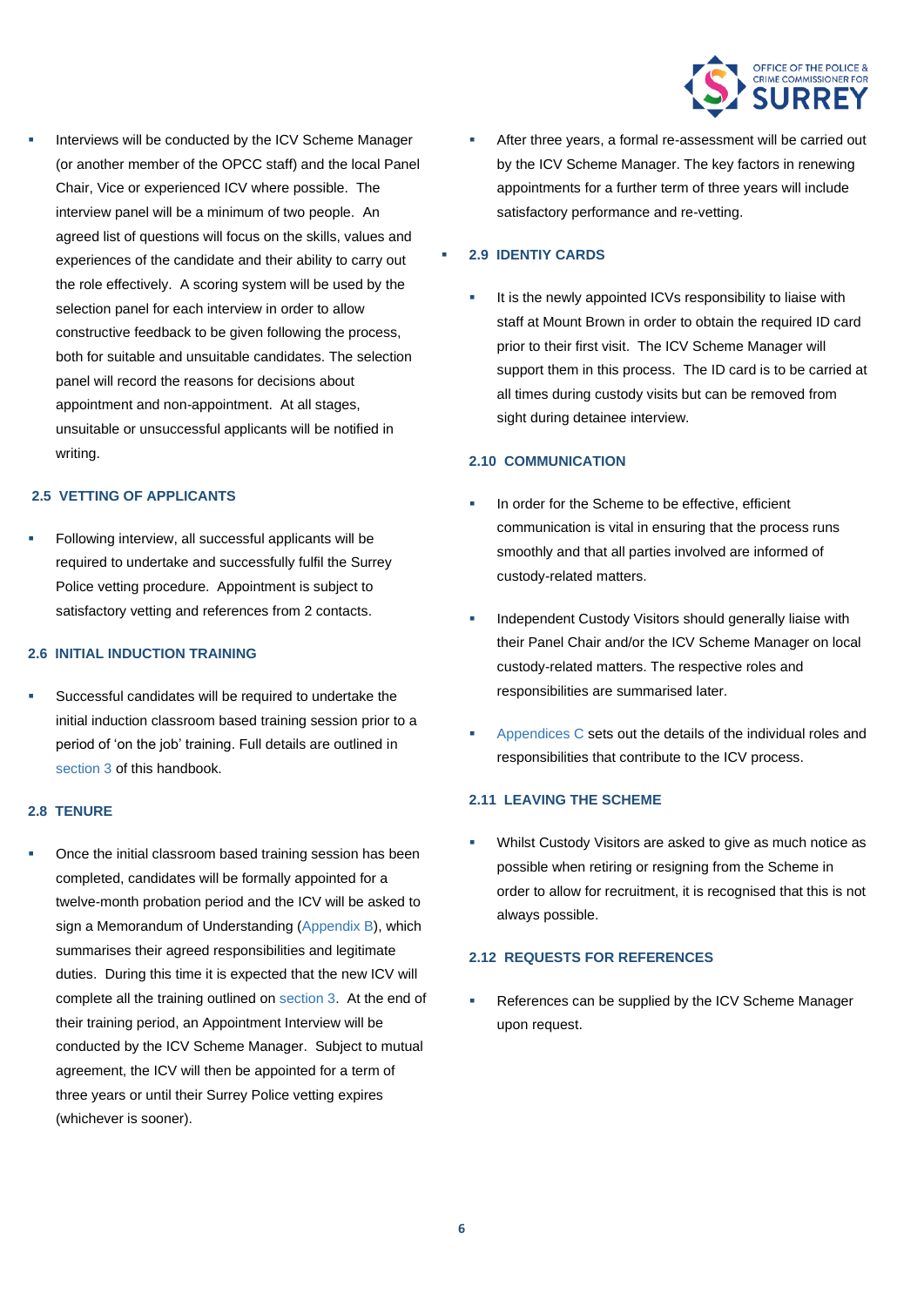- Interviews will be conducted by the ICV Scheme Manager (or another member of the OPCC staff) and the local Panel Chair, Vice or experienced ICV where possible. The interview panel will be a minimum of two people. An agreed list of questions will focus on the skills, values and experiences of the candidate and their ability to carry out the role effectively. A scoring system will be used by the selection panel for each interview in order to allow constructive feedback to be given following the process, both for suitable and unsuitable candidates. The selection panel will record the reasons for decisions about appointment and non-appointment. At all stages, unsuitable or unsuccessful applicants will be notified in writing.

### 2.5 VETTING OF APPLICANTS

- Following interview, all successful applicants will be required to undertake and successfully fulfil the Surrey Police vetting procedure. Appointment is subject to satisfactory vetting and references from 2 contacts.

### 2.6 INITIAL INDUCTION TRAINING

- Successful candidates will be required to undertake the initial induction classroom based training session prior to a period of 'on the job' training. Full details are outlined in section 3 of this handbook.

### 2.8 TENURE

- Once the initial classroom based training session has been completed, candidates will be formally appointed for a twelve-month probation period and the ICV will be asked to sign a Memorandum of Understanding (Appendix B), which summarises their agreed responsibilities and legitimate duties. During this time it is expected that the new ICV will complete all the training outlined on section 3. At the end of their training period, an Appointment Interview will be conducted by the ICV Scheme Manager. Subject to mutual agreement, the ICV will then be appointed for a term of three years or until their Surrey Police vetting expires (whichever is sooner).

- After three years, a formal re-assessment will be carried out by the ICV Scheme Manager. The key factors in renewing appointments for a further term of three years will include satisfactory performance and re-vetting.

### 2.9 IDENTIY CARDS

- It is the newly appointed ICVs responsibility to liaise with staff at Mount Brown in order to obtain the required ID card prior to their first visit. The ICV Scheme Manager will support them in this process. The ID card is to be carried at all times during custody visits but can be removed from sight during detainee interview.

### 2.10 COMMUNICATION

- In order for the Scheme to be effective, efficient communication is vital in ensuring that the process runs smoothly and that all parties involved are informed of custody-related matters.

- Independent Custody Visitors should generally liaise with their Panel Chair and/or the ICV Scheme Manager on local custody-related matters. The respective roles and responsibilities are summarised later.

- Appendices C sets out the details of the individual roles and responsibilities that contribute to the ICV process.

### 2.11 LEAVING THE SCHEME

- Whilst Custody Visitors are asked to give as much notice as possible when retiring or resigning from the Scheme in order to allow for recruitment, it is recognised that this is not always possible.

### 2.12 REQUESTS FOR REFERENCES

- References can be supplied by the ICV Scheme Manager upon request.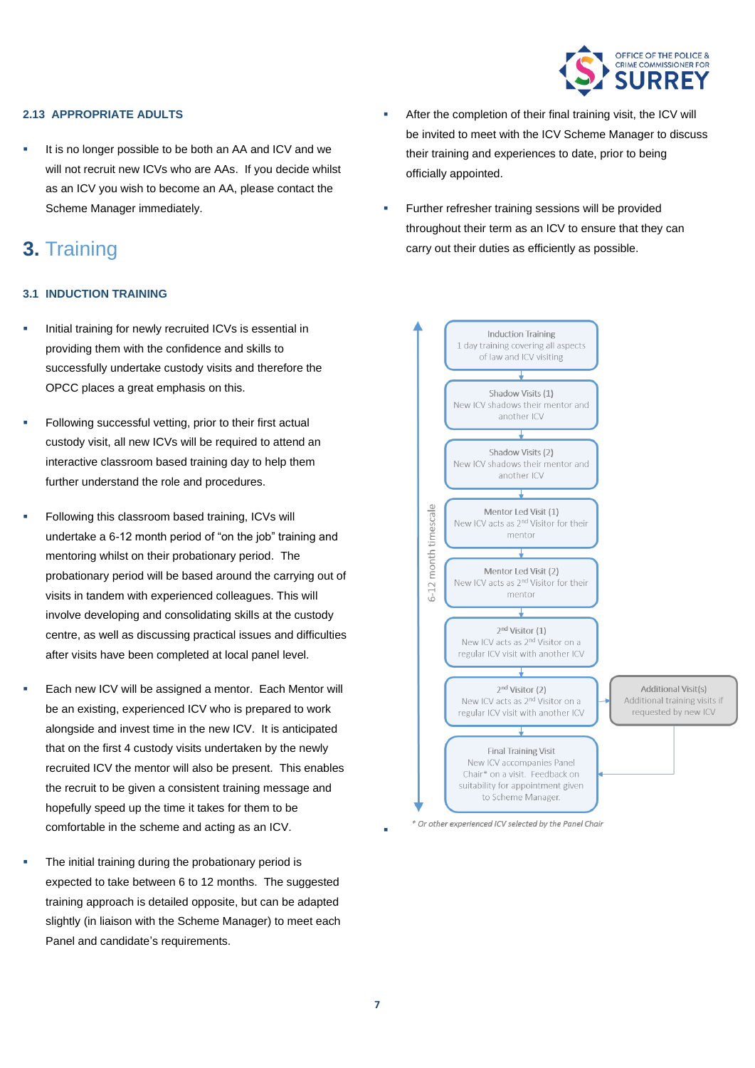## 2.13 APPROPRIATE ADULTS

- It is no longer possible to be both an AA and ICV and we will not recruit new ICVs who are AAs. If you decide whilst as an ICV you wish to become an AA, please contact the Scheme Manager immediately.

# 3. Training

## 3.1 INDUCTION TRAINING

- Initial training for newly recruited ICVs is essential in providing them with the confidence and skills to successfully undertake custody visits and therefore the OPCC places a great emphasis on this.

- Following successful vetting, prior to their first actual custody visit, all new ICVs will be required to attend an interactive classroom based training day to help them further understand the role and procedures.

- Following this classroom based training, ICVs will undertake a 6-12 month period of "on the job" training and mentoring whilst on their probationary period. The probationary period will be based around the carrying out of visits in tandem with experienced colleagues. This will involve developing and consolidating skills at the custody centre, as well as discussing practical issues and difficulties after visits have been completed at local panel level.

- Each new ICV will be assigned a mentor. Each Mentor will be an existing, experienced ICV who is prepared to work alongside and invest time in the new ICV. It is anticipated that on the first 4 custody visits undertaken by the newly recruited ICV the mentor will also be present. This enables the recruit to be given a consistent training message and hopefully speed up the time it takes for them to be comfortable in the scheme and acting as an ICV.

- The initial training during the probationary period is expected to take between 6 to 12 months. The suggested training approach is detailed opposite, but can be adapted slightly (in liaison with the Scheme Manager) to meet each Panel and candidate's requirements.

- After the completion of their final training visit, the ICV will be invited to meet with the ICV Scheme Manager to discuss their training and experiences to date, prior to being officially appointed.

- Further refresher training sessions will be provided throughout their term as an ICV to ensure that they can carry out their duties as efficiently as possible.

6-12 month timescale:

1. **Induction Training** – 1 day training covering all aspects of law and ICV visiting
2. **Shadow Visits (1)** – New ICV shadows their mentor and another ICV
3. **Shadow Visits (2)** – New ICV shadows their mentor and another ICV
4. **Mentor Led Visit (1)** – New ICV acts as 2nd Visitor for their mentor
5. **Mentor Led Visit (2)** – New ICV acts as 2nd Visitor for their mentor
6. **2nd Visitor (1)** – New ICV acts as 2nd Visitor on a regular ICV visit with another ICV
7. **2nd Visitor (2)** – New ICV acts as 2nd Visitor on a regular ICV visit with another ICV
   - **Additional Visit(s)** – Additional training visits if requested by new ICV
8. **Final Training Visit** – New ICV accompanies Panel Chair* on a visit. Feedback on suitability for appointment given to Scheme Manager.

*\* Or other experienced ICV selected by the Panel Chair*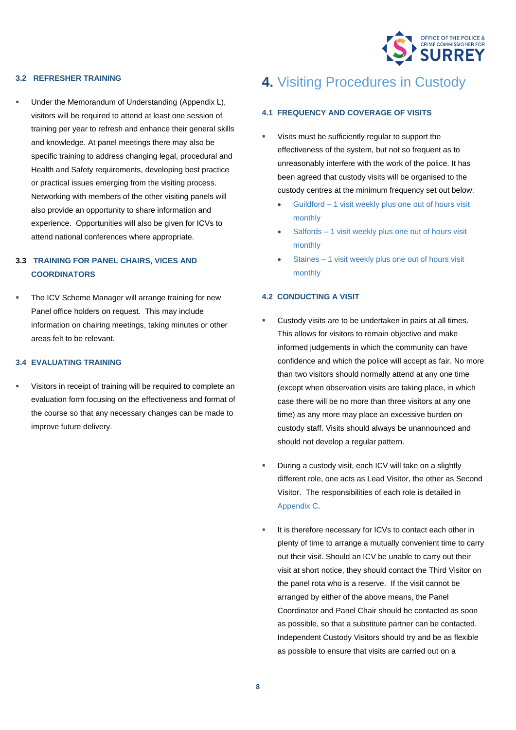### 3.2 REFRESHER TRAINING

- Under the Memorandum of Understanding (Appendix L), visitors will be required to attend at least one session of training per year to refresh and enhance their general skills and knowledge. At panel meetings there may also be specific training to address changing legal, procedural and Health and Safety requirements, developing best practice or practical issues emerging from the visiting process. Networking with members of the other visiting panels will also provide an opportunity to share information and experience. Opportunities will also be given for ICVs to attend national conferences where appropriate.

### 3.3 TRAINING FOR PANEL CHAIRS, VICES AND COORDINATORS

- The ICV Scheme Manager will arrange training for new Panel office holders on request. This may include information on chairing meetings, taking minutes or other areas felt to be relevant.

### 3.4 EVALUATING TRAINING

- Visitors in receipt of training will be required to complete an evaluation form focusing on the effectiveness and format of the course so that any necessary changes can be made to improve future delivery.

# 4. Visiting Procedures in Custody

### 4.1 FREQUENCY AND COVERAGE OF VISITS

- Visits must be sufficiently regular to support the effectiveness of the system, but not so frequent as to unreasonably interfere with the work of the police. It has been agreed that custody visits will be organised to the custody centres at the minimum frequency set out below:
  - Guildford – 1 visit weekly plus one out of hours visit monthly
  - Salfords – 1 visit weekly plus one out of hours visit monthly
  - Staines – 1 visit weekly plus one out of hours visit monthly

### 4.2 CONDUCTING A VISIT

- Custody visits are to be undertaken in pairs at all times. This allows for visitors to remain objective and make informed judgements in which the community can have confidence and which the police will accept as fair. No more than two visitors should normally attend at any one time (except when observation visits are taking place, in which case there will be no more than three visitors at any one time) as any more may place an excessive burden on custody staff. Visits should always be unannounced and should not develop a regular pattern.

- During a custody visit, each ICV will take on a slightly different role, one acts as Lead Visitor, the other as Second Visitor. The responsibilities of each role is detailed in Appendix C.

- It is therefore necessary for ICVs to contact each other in plenty of time to arrange a mutually convenient time to carry out their visit. Should an ICV be unable to carry out their visit at short notice, they should contact the Third Visitor on the panel rota who is a reserve. If the visit cannot be arranged by either of the above means, the Panel Coordinator and Panel Chair should be contacted as soon as possible, so that a substitute partner can be contacted. Independent Custody Visitors should try and be as flexible as possible to ensure that visits are carried out on a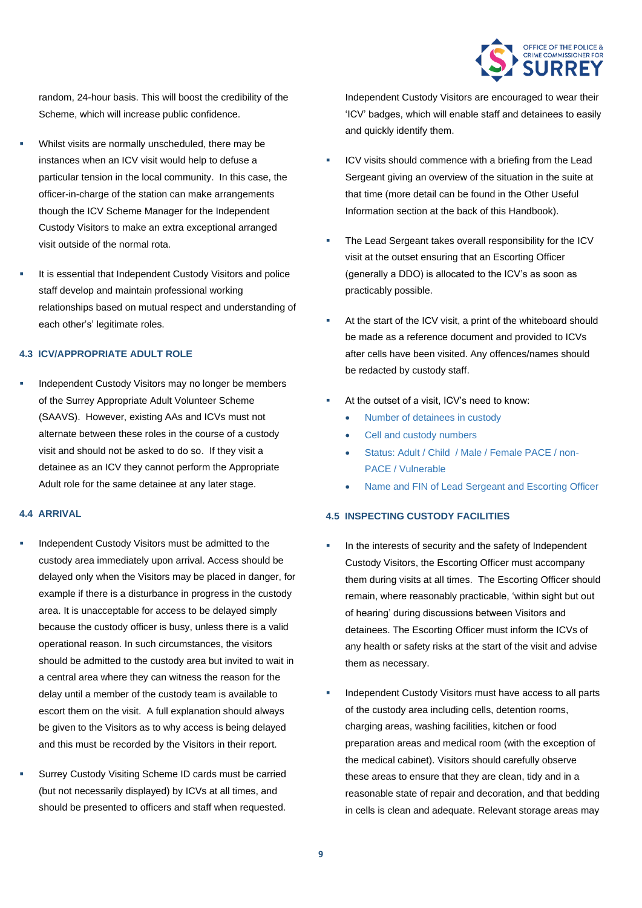random, 24-hour basis. This will boost the credibility of the Scheme, which will increase public confidence.

- Whilst visits are normally unscheduled, there may be instances when an ICV visit would help to defuse a particular tension in the local community. In this case, the officer-in-charge of the station can make arrangements though the ICV Scheme Manager for the Independent Custody Visitors to make an extra exceptional arranged visit outside of the normal rota.
- It is essential that Independent Custody Visitors and police staff develop and maintain professional working relationships based on mutual respect and understanding of each other's' legitimate roles.

### 4.3 ICV/APPROPRIATE ADULT ROLE

- Independent Custody Visitors may no longer be members of the Surrey Appropriate Adult Volunteer Scheme (SAAVS). However, existing AAs and ICVs must not alternate between these roles in the course of a custody visit and should not be asked to do so. If they visit a detainee as an ICV they cannot perform the Appropriate Adult role for the same detainee at any later stage.

### 4.4 ARRIVAL

- Independent Custody Visitors must be admitted to the custody area immediately upon arrival. Access should be delayed only when the Visitors may be placed in danger, for example if there is a disturbance in progress in the custody area. It is unacceptable for access to be delayed simply because the custody officer is busy, unless there is a valid operational reason. In such circumstances, the visitors should be admitted to the custody area but invited to wait in a central area where they can witness the reason for the delay until a member of the custody team is available to escort them on the visit. A full explanation should always be given to the Visitors as to why access is being delayed and this must be recorded by the Visitors in their report.
- Surrey Custody Visiting Scheme ID cards must be carried (but not necessarily displayed) by ICVs at all times, and should be presented to officers and staff when requested. Independent Custody Visitors are encouraged to wear their 'ICV' badges, which will enable staff and detainees to easily and quickly identify them.
- ICV visits should commence with a briefing from the Lead Sergeant giving an overview of the situation in the suite at that time (more detail can be found in the Other Useful Information section at the back of this Handbook).
- The Lead Sergeant takes overall responsibility for the ICV visit at the outset ensuring that an Escorting Officer (generally a DDO) is allocated to the ICV's as soon as practicably possible.
- At the start of the ICV visit, a print of the whiteboard should be made as a reference document and provided to ICVs after cells have been visited. Any offences/names should be redacted by custody staff.
- At the outset of a visit, ICV's need to know:
  - Number of detainees in custody
  - Cell and custody numbers
  - Status: Adult / Child / Male / Female PACE / non-PACE / Vulnerable
  - Name and FIN of Lead Sergeant and Escorting Officer

### 4.5 INSPECTING CUSTODY FACILITIES

- In the interests of security and the safety of Independent Custody Visitors, the Escorting Officer must accompany them during visits at all times. The Escorting Officer should remain, where reasonably practicable, 'within sight but out of hearing' during discussions between Visitors and detainees. The Escorting Officer must inform the ICVs of any health or safety risks at the start of the visit and advise them as necessary.
- Independent Custody Visitors must have access to all parts of the custody area including cells, detention rooms, charging areas, washing facilities, kitchen or food preparation areas and medical room (with the exception of the medical cabinet). Visitors should carefully observe these areas to ensure that they are clean, tidy and in a reasonable state of repair and decoration, and that bedding in cells is clean and adequate. Relevant storage areas may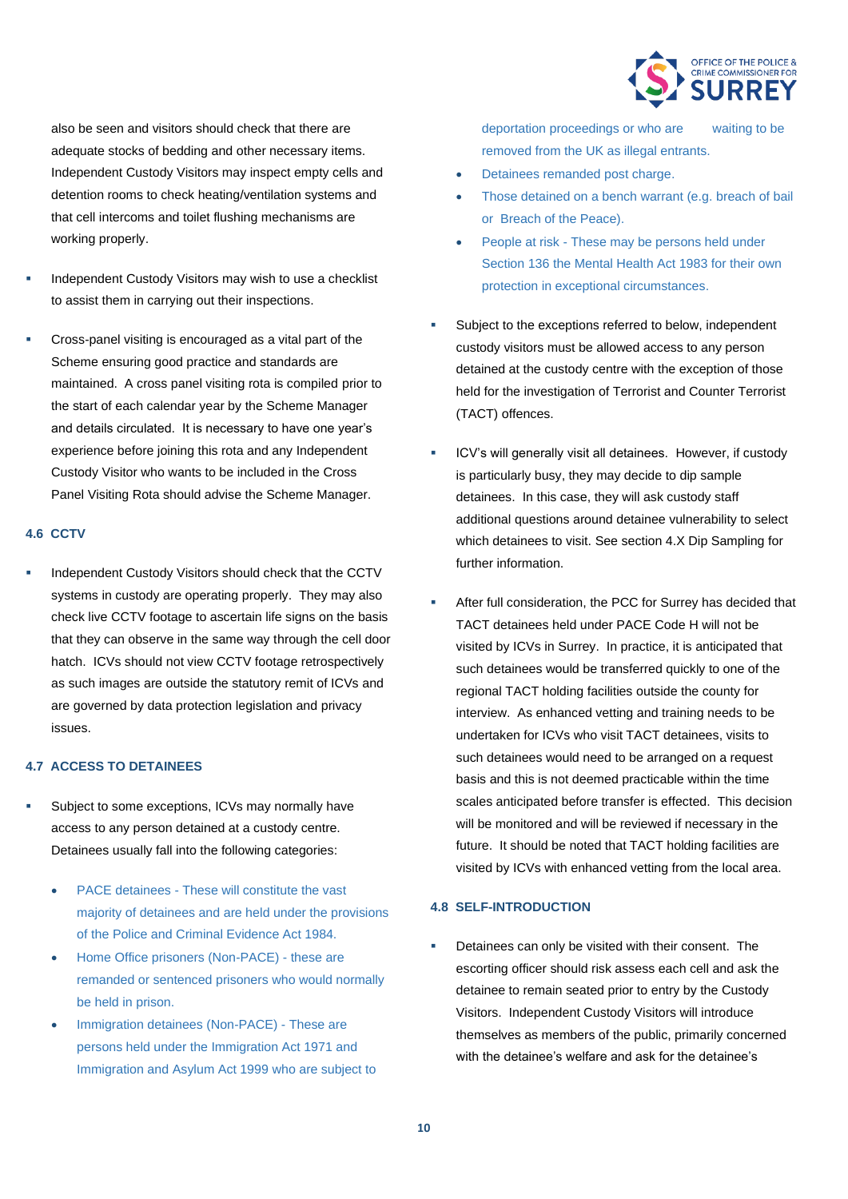also be seen and visitors should check that there are adequate stocks of bedding and other necessary items. Independent Custody Visitors may inspect empty cells and detention rooms to check heating/ventilation systems and that cell intercoms and toilet flushing mechanisms are working properly.

- Independent Custody Visitors may wish to use a checklist to assist them in carrying out their inspections.

- Cross-panel visiting is encouraged as a vital part of the Scheme ensuring good practice and standards are maintained. A cross panel visiting rota is compiled prior to the start of each calendar year by the Scheme Manager and details circulated. It is necessary to have one year's experience before joining this rota and any Independent Custody Visitor who wants to be included in the Cross Panel Visiting Rota should advise the Scheme Manager.

### 4.6 CCTV

- Independent Custody Visitors should check that the CCTV systems in custody are operating properly. They may also check live CCTV footage to ascertain life signs on the basis that they can observe in the same way through the cell door hatch. ICVs should not view CCTV footage retrospectively as such images are outside the statutory remit of ICVs and are governed by data protection legislation and privacy issues.

### 4.7 ACCESS TO DETAINEES

- Subject to some exceptions, ICVs may normally have access to any person detained at a custody centre. Detainees usually fall into the following categories:
  - PACE detainees - These will constitute the vast majority of detainees and are held under the provisions of the Police and Criminal Evidence Act 1984.
  - Home Office prisoners (Non-PACE) - these are remanded or sentenced prisoners who would normally be held in prison.
  - Immigration detainees (Non-PACE) - These are persons held under the Immigration Act 1971 and Immigration and Asylum Act 1999 who are subject to deportation proceedings or who are waiting to be removed from the UK as illegal entrants.
  - Detainees remanded post charge.
  - Those detained on a bench warrant (e.g. breach of bail or Breach of the Peace).
  - People at risk - These may be persons held under Section 136 the Mental Health Act 1983 for their own protection in exceptional circumstances.

- Subject to the exceptions referred to below, independent custody visitors must be allowed access to any person detained at the custody centre with the exception of those held for the investigation of Terrorist and Counter Terrorist (TACT) offences.

- ICV's will generally visit all detainees. However, if custody is particularly busy, they may decide to dip sample detainees. In this case, they will ask custody staff additional questions around detainee vulnerability to select which detainees to visit. See section 4.X Dip Sampling for further information.

- After full consideration, the PCC for Surrey has decided that TACT detainees held under PACE Code H will not be visited by ICVs in Surrey. In practice, it is anticipated that such detainees would be transferred quickly to one of the regional TACT holding facilities outside the county for interview. As enhanced vetting and training needs to be undertaken for ICVs who visit TACT detainees, visits to such detainees would need to be arranged on a request basis and this is not deemed practicable within the time scales anticipated before transfer is effected. This decision will be monitored and will be reviewed if necessary in the future. It should be noted that TACT holding facilities are visited by ICVs with enhanced vetting from the local area.

### 4.8 SELF-INTRODUCTION

- Detainees can only be visited with their consent. The escorting officer should risk assess each cell and ask the detainee to remain seated prior to entry by the Custody Visitors. Independent Custody Visitors will introduce themselves as members of the public, primarily concerned with the detainee's welfare and ask for the detainee's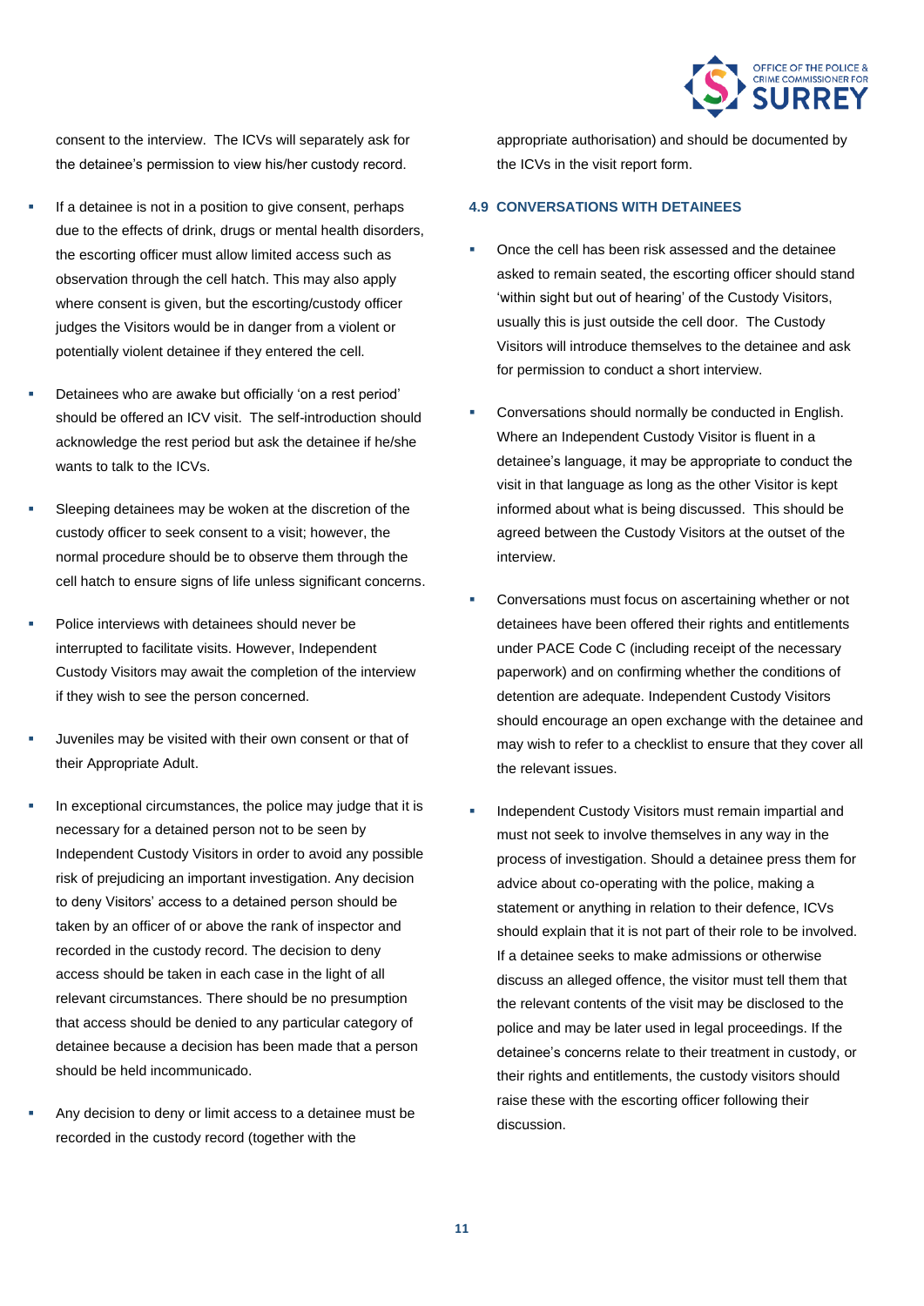consent to the interview. The ICVs will separately ask for the detainee's permission to view his/her custody record.

- If a detainee is not in a position to give consent, perhaps due to the effects of drink, drugs or mental health disorders, the escorting officer must allow limited access such as observation through the cell hatch. This may also apply where consent is given, but the escorting/custody officer judges the Visitors would be in danger from a violent or potentially violent detainee if they entered the cell.

- Detainees who are awake but officially 'on a rest period' should be offered an ICV visit. The self-introduction should acknowledge the rest period but ask the detainee if he/she wants to talk to the ICVs.

- Sleeping detainees may be woken at the discretion of the custody officer to seek consent to a visit; however, the normal procedure should be to observe them through the cell hatch to ensure signs of life unless significant concerns.

- Police interviews with detainees should never be interrupted to facilitate visits. However, Independent Custody Visitors may await the completion of the interview if they wish to see the person concerned.

- Juveniles may be visited with their own consent or that of their Appropriate Adult.

- In exceptional circumstances, the police may judge that it is necessary for a detained person not to be seen by Independent Custody Visitors in order to avoid any possible risk of prejudicing an important investigation. Any decision to deny Visitors' access to a detained person should be taken by an officer of or above the rank of inspector and recorded in the custody record. The decision to deny access should be taken in each case in the light of all relevant circumstances. There should be no presumption that access should be denied to any particular category of detainee because a decision has been made that a person should be held incommunicado.

- Any decision to deny or limit access to a detainee must be recorded in the custody record (together with the appropriate authorisation) and should be documented by the ICVs in the visit report form.

### 4.9 CONVERSATIONS WITH DETAINEES

- Once the cell has been risk assessed and the detainee asked to remain seated, the escorting officer should stand 'within sight but out of hearing' of the Custody Visitors, usually this is just outside the cell door. The Custody Visitors will introduce themselves to the detainee and ask for permission to conduct a short interview.

- Conversations should normally be conducted in English. Where an Independent Custody Visitor is fluent in a detainee's language, it may be appropriate to conduct the visit in that language as long as the other Visitor is kept informed about what is being discussed. This should be agreed between the Custody Visitors at the outset of the interview.

- Conversations must focus on ascertaining whether or not detainees have been offered their rights and entitlements under PACE Code C (including receipt of the necessary paperwork) and on confirming whether the conditions of detention are adequate. Independent Custody Visitors should encourage an open exchange with the detainee and may wish to refer to a checklist to ensure that they cover all the relevant issues.

- Independent Custody Visitors must remain impartial and must not seek to involve themselves in any way in the process of investigation. Should a detainee press them for advice about co-operating with the police, making a statement or anything in relation to their defence, ICVs should explain that it is not part of their role to be involved. If a detainee seeks to make admissions or otherwise discuss an alleged offence, the visitor must tell them that the relevant contents of the visit may be disclosed to the police and may be later used in legal proceedings. If the detainee's concerns relate to their treatment in custody, or their rights and entitlements, the custody visitors should raise these with the escorting officer following their discussion.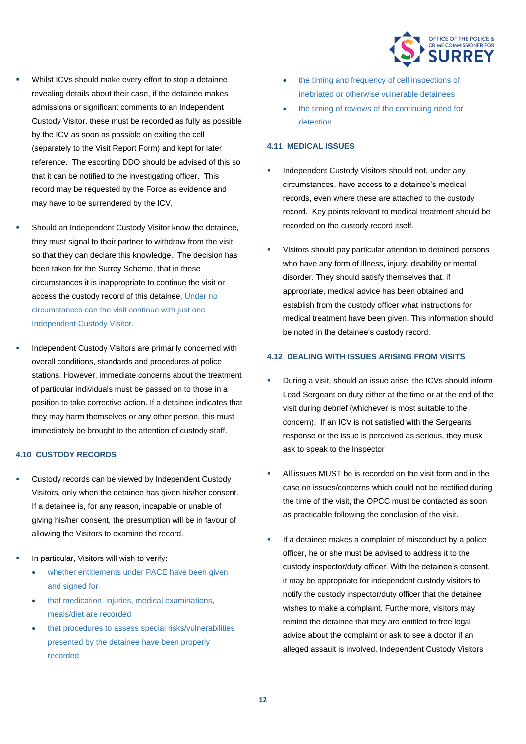- Whilst ICVs should make every effort to stop a detainee revealing details about their case, if the detainee makes admissions or significant comments to an Independent Custody Visitor, these must be recorded as fully as possible by the ICV as soon as possible on exiting the cell (separately to the Visit Report Form) and kept for later reference. The escorting DDO should be advised of this so that it can be notified to the investigating officer. This record may be requested by the Force as evidence and may have to be surrendered by the ICV.

- Should an Independent Custody Visitor know the detainee, they must signal to their partner to withdraw from the visit so that they can declare this knowledge. The decision has been taken for the Surrey Scheme, that in these circumstances it is inappropriate to continue the visit or access the custody record of this detainee. Under no circumstances can the visit continue with just one Independent Custody Visitor.

- Independent Custody Visitors are primarily concerned with overall conditions, standards and procedures at police stations. However, immediate concerns about the treatment of particular individuals must be passed on to those in a position to take corrective action. If a detainee indicates that they may harm themselves or any other person, this must immediately be brought to the attention of custody staff.

### 4.10 CUSTODY RECORDS

- Custody records can be viewed by Independent Custody Visitors, only when the detainee has given his/her consent. If a detainee is, for any reason, incapable or unable of giving his/her consent, the presumption will be in favour of allowing the Visitors to examine the record.

- In particular, Visitors will wish to verify:
  - whether entitlements under PACE have been given and signed for
  - that medication, injuries, medical examinations, meals/diet are recorded
  - that procedures to assess special risks/vulnerabilities presented by the detainee have been properly recorded
  - the timing and frequency of cell inspections of inebriated or otherwise vulnerable detainees
  - the timing of reviews of the continuing need for detention.

### 4.11 MEDICAL ISSUES

- Independent Custody Visitors should not, under any circumstances, have access to a detainee's medical records, even where these are attached to the custody record. Key points relevant to medical treatment should be recorded on the custody record itself.

- Visitors should pay particular attention to detained persons who have any form of illness, injury, disability or mental disorder. They should satisfy themselves that, if appropriate, medical advice has been obtained and establish from the custody officer what instructions for medical treatment have been given. This information should be noted in the detainee's custody record.

### 4.12 DEALING WITH ISSUES ARISING FROM VISITS

- During a visit, should an issue arise, the ICVs should inform Lead Sergeant on duty either at the time or at the end of the visit during debrief (whichever is most suitable to the concern). If an ICV is not satisfied with the Sergeants response or the issue is perceived as serious, they musk ask to speak to the Inspector

- All issues MUST be is recorded on the visit form and in the case on issues/concerns which could not be rectified during the time of the visit, the OPCC must be contacted as soon as practicable following the conclusion of the visit.

- If a detainee makes a complaint of misconduct by a police officer, he or she must be advised to address it to the custody inspector/duty officer. With the detainee's consent, it may be appropriate for independent custody visitors to notify the custody inspector/duty officer that the detainee wishes to make a complaint. Furthermore, visitors may remind the detainee that they are entitled to free legal advice about the complaint or ask to see a doctor if an alleged assault is involved. Independent Custody Visitors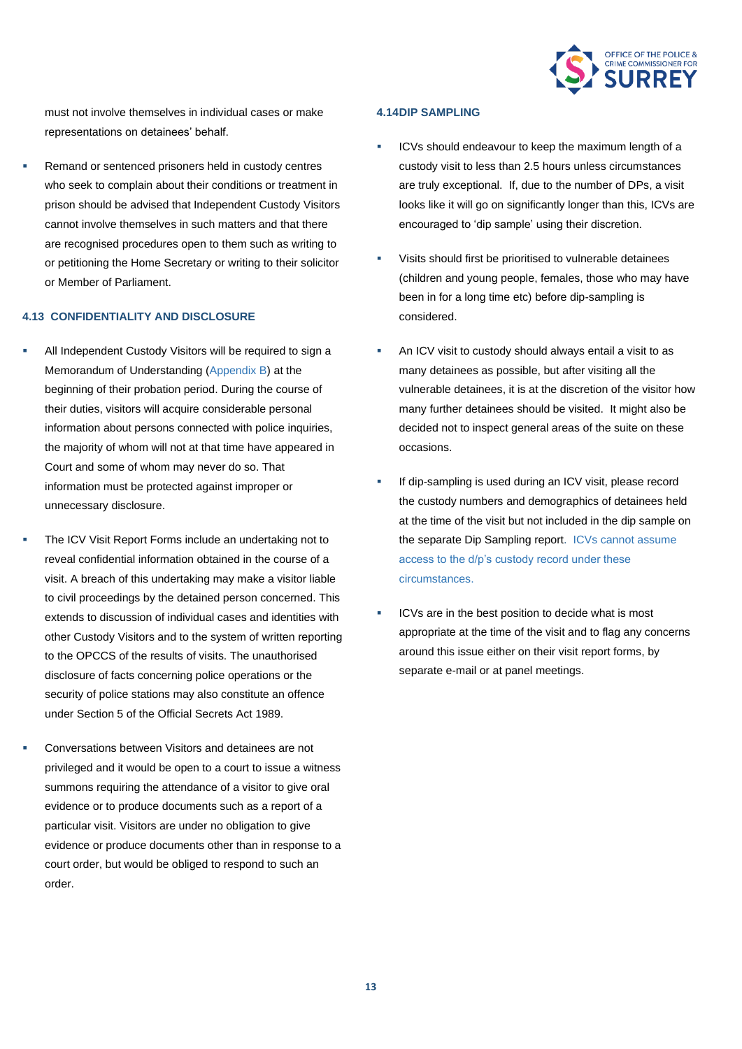must not involve themselves in individual cases or make representations on detainees' behalf.

- Remand or sentenced prisoners held in custody centres who seek to complain about their conditions or treatment in prison should be advised that Independent Custody Visitors cannot involve themselves in such matters and that there are recognised procedures open to them such as writing to or petitioning the Home Secretary or writing to their solicitor or Member of Parliament.

### 4.13 CONFIDENTIALITY AND DISCLOSURE

- All Independent Custody Visitors will be required to sign a Memorandum of Understanding (Appendix B) at the beginning of their probation period. During the course of their duties, visitors will acquire considerable personal information about persons connected with police inquiries, the majority of whom will not at that time have appeared in Court and some of whom may never do so. That information must be protected against improper or unnecessary disclosure.

- The ICV Visit Report Forms include an undertaking not to reveal confidential information obtained in the course of a visit. A breach of this undertaking may make a visitor liable to civil proceedings by the detained person concerned. This extends to discussion of individual cases and identities with other Custody Visitors and to the system of written reporting to the OPCCS of the results of visits. The unauthorised disclosure of facts concerning police operations or the security of police stations may also constitute an offence under Section 5 of the Official Secrets Act 1989.

- Conversations between Visitors and detainees are not privileged and it would be open to a court to issue a witness summons requiring the attendance of a visitor to give oral evidence or to produce documents such as a report of a particular visit. Visitors are under no obligation to give evidence or produce documents other than in response to a court order, but would be obliged to respond to such an order.

### 4.14 DIP SAMPLING

- ICVs should endeavour to keep the maximum length of a custody visit to less than 2.5 hours unless circumstances are truly exceptional. If, due to the number of DPs, a visit looks like it will go on significantly longer than this, ICVs are encouraged to 'dip sample' using their discretion.

- Visits should first be prioritised to vulnerable detainees (children and young people, females, those who may have been in for a long time etc) before dip-sampling is considered.

- An ICV visit to custody should always entail a visit to as many detainees as possible, but after visiting all the vulnerable detainees, it is at the discretion of the visitor how many further detainees should be visited. It might also be decided not to inspect general areas of the suite on these occasions.

- If dip-sampling is used during an ICV visit, please record the custody numbers and demographics of detainees held at the time of the visit but not included in the dip sample on the separate Dip Sampling report. ICVs cannot assume access to the d/p's custody record under these circumstances.

- ICVs are in the best position to decide what is most appropriate at the time of the visit and to flag any concerns around this issue either on their visit report forms, by separate e-mail or at panel meetings.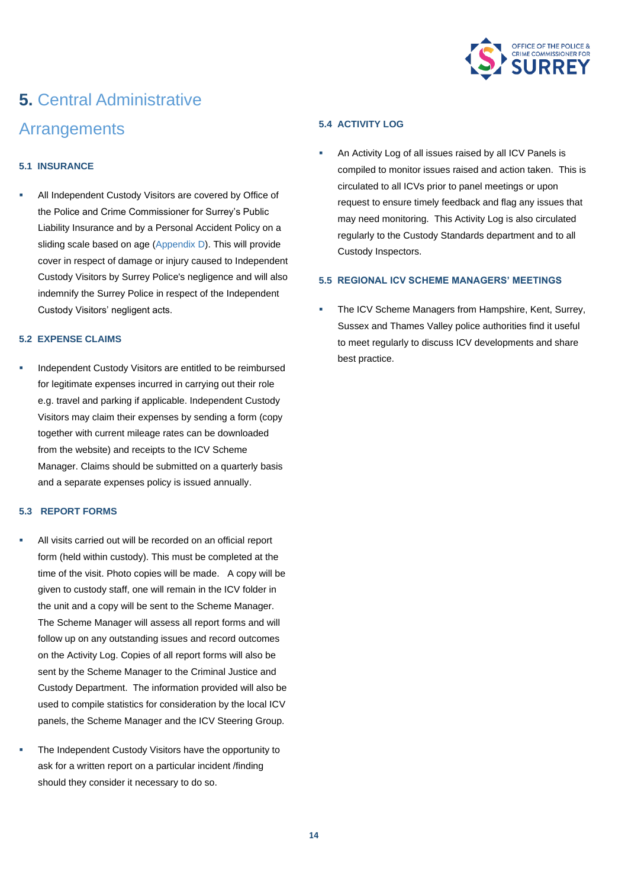# 5. Central Administrative Arrangements

### 5.1 INSURANCE

- All Independent Custody Visitors are covered by Office of the Police and Crime Commissioner for Surrey's Public Liability Insurance and by a Personal Accident Policy on a sliding scale based on age (Appendix D). This will provide cover in respect of damage or injury caused to Independent Custody Visitors by Surrey Police's negligence and will also indemnify the Surrey Police in respect of the Independent Custody Visitors' negligent acts.

### 5.2 EXPENSE CLAIMS

- Independent Custody Visitors are entitled to be reimbursed for legitimate expenses incurred in carrying out their role e.g. travel and parking if applicable. Independent Custody Visitors may claim their expenses by sending a form (copy together with current mileage rates can be downloaded from the website) and receipts to the ICV Scheme Manager. Claims should be submitted on a quarterly basis and a separate expenses policy is issued annually.

### 5.3 REPORT FORMS

- All visits carried out will be recorded on an official report form (held within custody). This must be completed at the time of the visit. Photo copies will be made. A copy will be given to custody staff, one will remain in the ICV folder in the unit and a copy will be sent to the Scheme Manager. The Scheme Manager will assess all report forms and will follow up on any outstanding issues and record outcomes on the Activity Log. Copies of all report forms will also be sent by the Scheme Manager to the Criminal Justice and Custody Department. The information provided will also be used to compile statistics for consideration by the local ICV panels, the Scheme Manager and the ICV Steering Group.

- The Independent Custody Visitors have the opportunity to ask for a written report on a particular incident /finding should they consider it necessary to do so.

### 5.4 ACTIVITY LOG

- An Activity Log of all issues raised by all ICV Panels is compiled to monitor issues raised and action taken. This is circulated to all ICVs prior to panel meetings or upon request to ensure timely feedback and flag any issues that may need monitoring. This Activity Log is also circulated regularly to the Custody Standards department and to all Custody Inspectors.

### 5.5 REGIONAL ICV SCHEME MANAGERS' MEETINGS

- The ICV Scheme Managers from Hampshire, Kent, Surrey, Sussex and Thames Valley police authorities find it useful to meet regularly to discuss ICV developments and share best practice.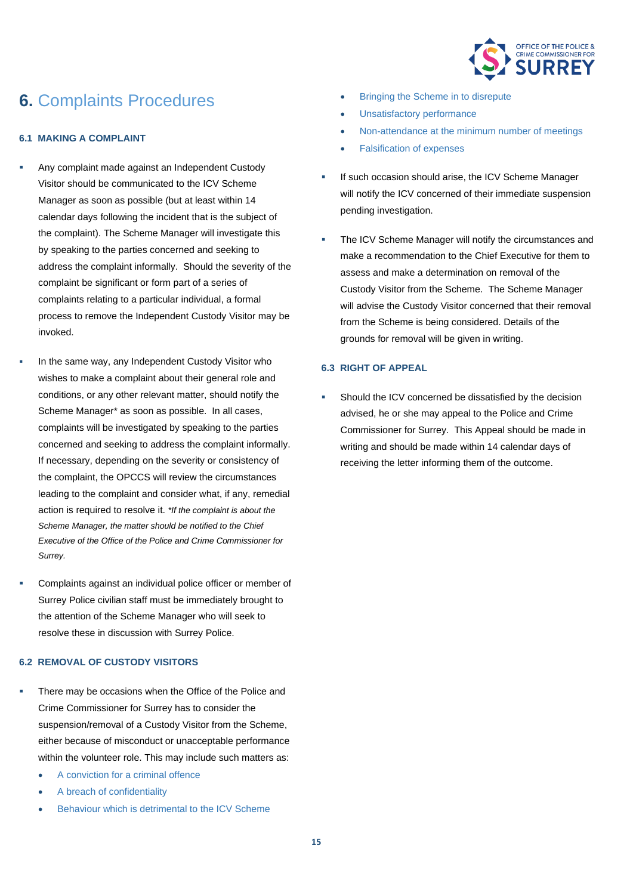# 6. Complaints Procedures

### 6.1 MAKING A COMPLAINT

- Any complaint made against an Independent Custody Visitor should be communicated to the ICV Scheme Manager as soon as possible (but at least within 14 calendar days following the incident that is the subject of the complaint). The Scheme Manager will investigate this by speaking to the parties concerned and seeking to address the complaint informally. Should the severity of the complaint be significant or form part of a series of complaints relating to a particular individual, a formal process to remove the Independent Custody Visitor may be invoked.

- In the same way, any Independent Custody Visitor who wishes to make a complaint about their general role and conditions, or any other relevant matter, should notify the Scheme Manager* as soon as possible. In all cases, complaints will be investigated by speaking to the parties concerned and seeking to address the complaint informally. If necessary, depending on the severity or consistency of the complaint, the OPCCS will review the circumstances leading to the complaint and consider what, if any, remedial action is required to resolve it. **If the complaint is about the Scheme Manager, the matter should be notified to the Chief Executive of the Office of the Police and Crime Commissioner for Surrey.*

- Complaints against an individual police officer or member of Surrey Police civilian staff must be immediately brought to the attention of the Scheme Manager who will seek to resolve these in discussion with Surrey Police.

### 6.2 REMOVAL OF CUSTODY VISITORS

- There may be occasions when the Office of the Police and Crime Commissioner for Surrey has to consider the suspension/removal of a Custody Visitor from the Scheme, either because of misconduct or unacceptable performance within the volunteer role. This may include such matters as:
  - A conviction for a criminal offence
  - A breach of confidentiality
  - Behaviour which is detrimental to the ICV Scheme
  - Bringing the Scheme in to disrepute
  - Unsatisfactory performance
  - Non-attendance at the minimum number of meetings
  - Falsification of expenses

- If such occasion should arise, the ICV Scheme Manager will notify the ICV concerned of their immediate suspension pending investigation.

- The ICV Scheme Manager will notify the circumstances and make a recommendation to the Chief Executive for them to assess and make a determination on removal of the Custody Visitor from the Scheme. The Scheme Manager will advise the Custody Visitor concerned that their removal from the Scheme is being considered. Details of the grounds for removal will be given in writing.

### 6.3 RIGHT OF APPEAL

- Should the ICV concerned be dissatisfied by the decision advised, he or she may appeal to the Police and Crime Commissioner for Surrey. This Appeal should be made in writing and should be made within 14 calendar days of receiving the letter informing them of the outcome.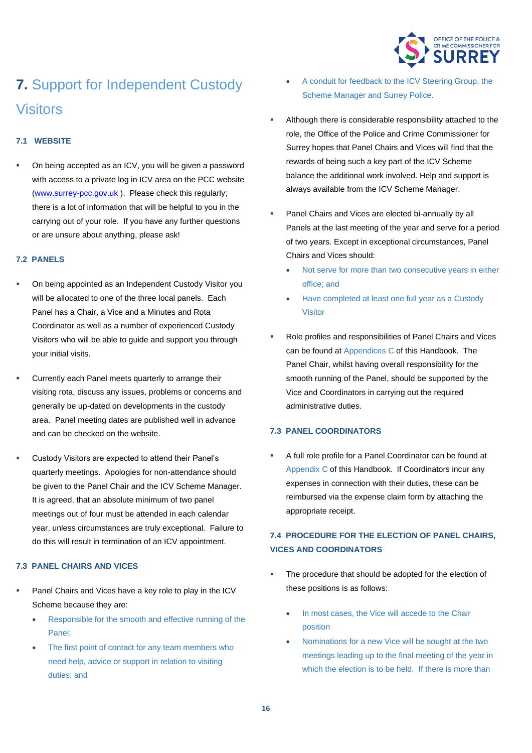# 7. Support for Independent Custody Visitors

### 7.1 WEBSITE

- On being accepted as an ICV, you will be given a password with access to a private log in ICV area on the PCC website (www.surrey-pcc.gov.uk ). Please check this regularly; there is a lot of information that will be helpful to you in the carrying out of your role. If you have any further questions or are unsure about anything, please ask!

### 7.2 PANELS

- On being appointed as an Independent Custody Visitor you will be allocated to one of the three local panels. Each Panel has a Chair, a Vice and a Minutes and Rota Coordinator as well as a number of experienced Custody Visitors who will be able to guide and support you through your initial visits.

- Currently each Panel meets quarterly to arrange their visiting rota, discuss any issues, problems or concerns and generally be up-dated on developments in the custody area. Panel meeting dates are published well in advance and can be checked on the website.

- Custody Visitors are expected to attend their Panel's quarterly meetings. Apologies for non-attendance should be given to the Panel Chair and the ICV Scheme Manager. It is agreed, that an absolute minimum of two panel meetings out of four must be attended in each calendar year, unless circumstances are truly exceptional. Failure to do this will result in termination of an ICV appointment.

### 7.3 PANEL CHAIRS AND VICES

- Panel Chairs and Vices have a key role to play in the ICV Scheme because they are:
  - Responsible for the smooth and effective running of the Panel;
  - The first point of contact for any team members who need help, advice or support in relation to visiting duties; and
  - A conduit for feedback to the ICV Steering Group, the Scheme Manager and Surrey Police.

- Although there is considerable responsibility attached to the role, the Office of the Police and Crime Commissioner for Surrey hopes that Panel Chairs and Vices will find that the rewards of being such a key part of the ICV Scheme balance the additional work involved. Help and support is always available from the ICV Scheme Manager.

- Panel Chairs and Vices are elected bi-annually by all Panels at the last meeting of the year and serve for a period of two years. Except in exceptional circumstances, Panel Chairs and Vices should:
  - Not serve for more than two consecutive years in either office; and
  - Have completed at least one full year as a Custody Visitor

- Role profiles and responsibilities of Panel Chairs and Vices can be found at Appendices C of this Handbook. The Panel Chair, whilst having overall responsibility for the smooth running of the Panel, should be supported by the Vice and Coordinators in carrying out the required administrative duties.

### 7.3 PANEL COORDINATORS

- A full role profile for a Panel Coordinator can be found at Appendix C of this Handbook. If Coordinators incur any expenses in connection with their duties, these can be reimbursed via the expense claim form by attaching the appropriate receipt.

### 7.4 PROCEDURE FOR THE ELECTION OF PANEL CHAIRS, VICES AND COORDINATORS

- The procedure that should be adopted for the election of these positions is as follows:
  - In most cases, the Vice will accede to the Chair position
  - Nominations for a new Vice will be sought at the two meetings leading up to the final meeting of the year in which the election is to be held. If there is more than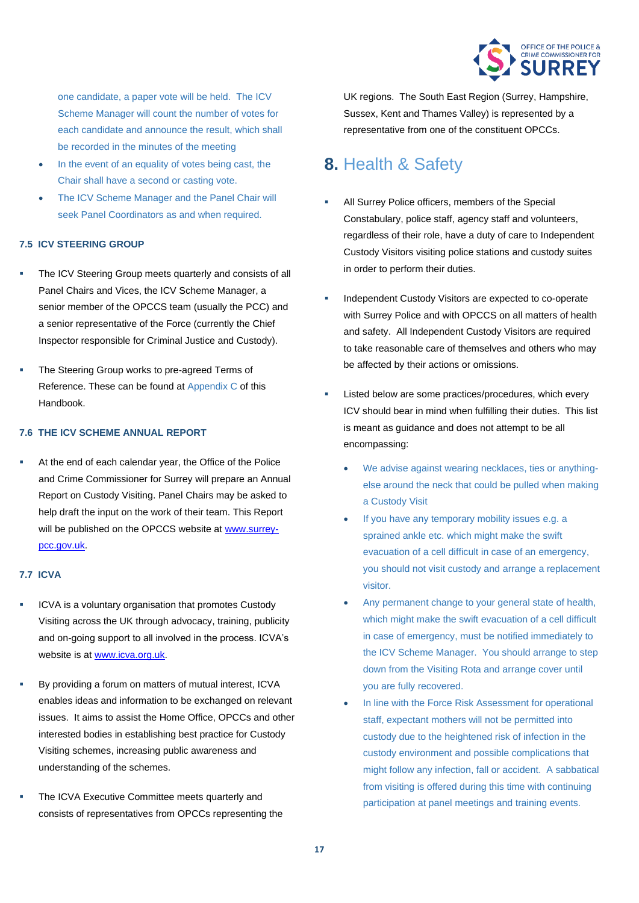one candidate, a paper vote will be held. The ICV Scheme Manager will count the number of votes for each candidate and announce the result, which shall be recorded in the minutes of the meeting

- In the event of an equality of votes being cast, the Chair shall have a second or casting vote.
- The ICV Scheme Manager and the Panel Chair will seek Panel Coordinators as and when required.

### 7.5 ICV STEERING GROUP

- The ICV Steering Group meets quarterly and consists of all Panel Chairs and Vices, the ICV Scheme Manager, a senior member of the OPCCS team (usually the PCC) and a senior representative of the Force (currently the Chief Inspector responsible for Criminal Justice and Custody).
- The Steering Group works to pre-agreed Terms of Reference. These can be found at Appendix C of this Handbook.

### 7.6 THE ICV SCHEME ANNUAL REPORT

- At the end of each calendar year, the Office of the Police and Crime Commissioner for Surrey will prepare an Annual Report on Custody Visiting. Panel Chairs may be asked to help draft the input on the work of their team. This Report will be published on the OPCCS website at www.surrey-pcc.gov.uk.

### 7.7 ICVA

- ICVA is a voluntary organisation that promotes Custody Visiting across the UK through advocacy, training, publicity and on-going support to all involved in the process. ICVA's website is at www.icva.org.uk.
- By providing a forum on matters of mutual interest, ICVA enables ideas and information to be exchanged on relevant issues. It aims to assist the Home Office, OPCCs and other interested bodies in establishing best practice for Custody Visiting schemes, increasing public awareness and understanding of the schemes.
- The ICVA Executive Committee meets quarterly and consists of representatives from OPCCs representing the UK regions. The South East Region (Surrey, Hampshire, Sussex, Kent and Thames Valley) is represented by a representative from one of the constituent OPCCs.

## 8. Health & Safety

- All Surrey Police officers, members of the Special Constabulary, police staff, agency staff and volunteers, regardless of their role, have a duty of care to Independent Custody Visitors visiting police stations and custody suites in order to perform their duties.
- Independent Custody Visitors are expected to co-operate with Surrey Police and with OPCCS on all matters of health and safety. All Independent Custody Visitors are required to take reasonable care of themselves and others who may be affected by their actions or omissions.
- Listed below are some practices/procedures, which every ICV should bear in mind when fulfilling their duties. This list is meant as guidance and does not attempt to be all encompassing:
  - We advise against wearing necklaces, ties or anything-else around the neck that could be pulled when making a Custody Visit
  - If you have any temporary mobility issues e.g. a sprained ankle etc. which might make the swift evacuation of a cell difficult in case of an emergency, you should not visit custody and arrange a replacement visitor.
  - Any permanent change to your general state of health, which might make the swift evacuation of a cell difficult in case of emergency, must be notified immediately to the ICV Scheme Manager. You should arrange to step down from the Visiting Rota and arrange cover until you are fully recovered.
  - In line with the Force Risk Assessment for operational staff, expectant mothers will not be permitted into custody due to the heightened risk of infection in the custody environment and possible complications that might follow any infection, fall or accident. A sabbatical from visiting is offered during this time with continuing participation at panel meetings and training events.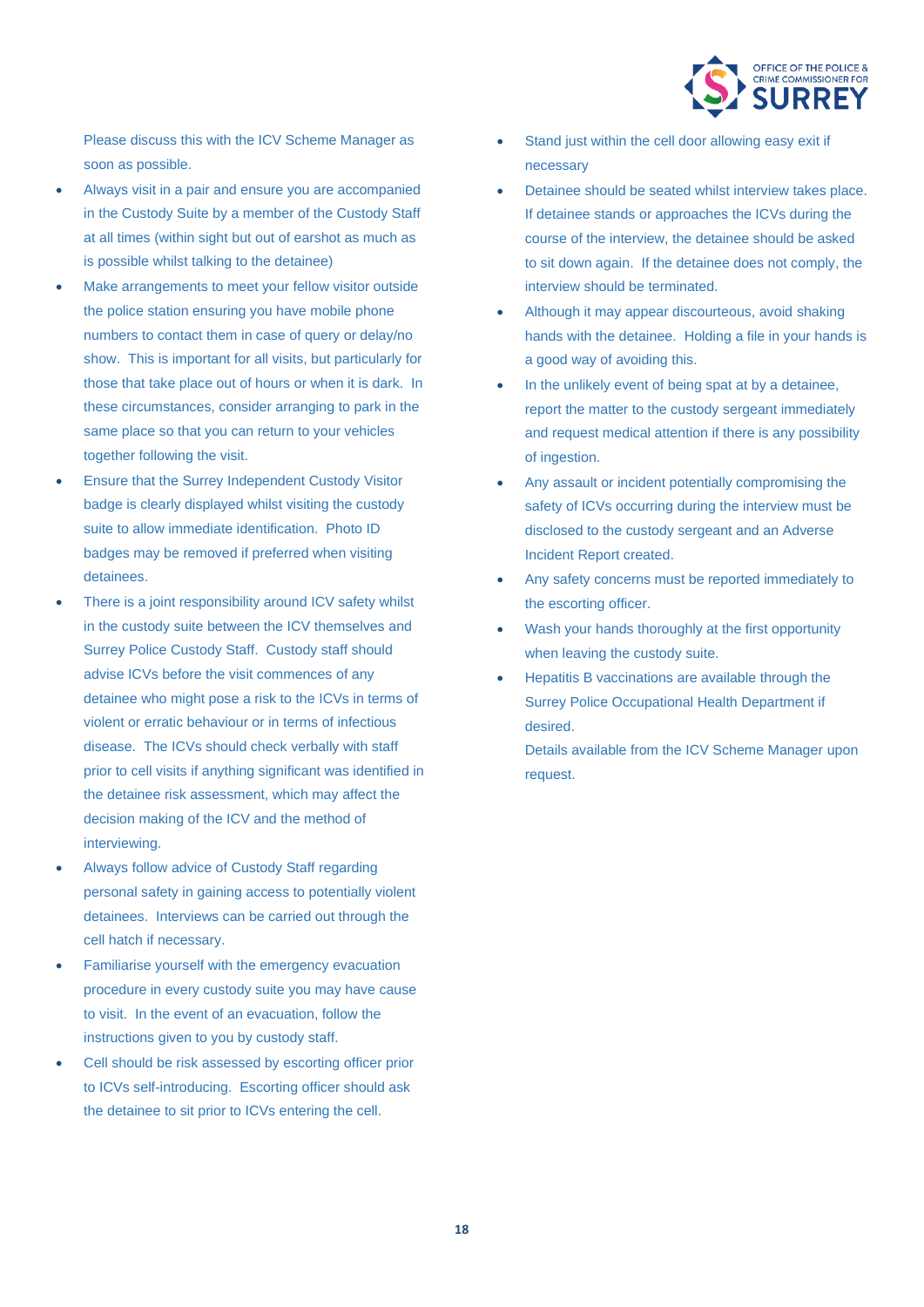Please discuss this with the ICV Scheme Manager as soon as possible.

- Always visit in a pair and ensure you are accompanied in the Custody Suite by a member of the Custody Staff at all times (within sight but out of earshot as much as is possible whilst talking to the detainee)
- Make arrangements to meet your fellow visitor outside the police station ensuring you have mobile phone numbers to contact them in case of query or delay/no show. This is important for all visits, but particularly for those that take place out of hours or when it is dark. In these circumstances, consider arranging to park in the same place so that you can return to your vehicles together following the visit.
- Ensure that the Surrey Independent Custody Visitor badge is clearly displayed whilst visiting the custody suite to allow immediate identification. Photo ID badges may be removed if preferred when visiting detainees.
- There is a joint responsibility around ICV safety whilst in the custody suite between the ICV themselves and Surrey Police Custody Staff. Custody staff should advise ICVs before the visit commences of any detainee who might pose a risk to the ICVs in terms of violent or erratic behaviour or in terms of infectious disease. The ICVs should check verbally with staff prior to cell visits if anything significant was identified in the detainee risk assessment, which may affect the decision making of the ICV and the method of interviewing.
- Always follow advice of Custody Staff regarding personal safety in gaining access to potentially violent detainees. Interviews can be carried out through the cell hatch if necessary.
- Familiarise yourself with the emergency evacuation procedure in every custody suite you may have cause to visit. In the event of an evacuation, follow the instructions given to you by custody staff.
- Cell should be risk assessed by escorting officer prior to ICVs self-introducing. Escorting officer should ask the detainee to sit prior to ICVs entering the cell.
- Stand just within the cell door allowing easy exit if necessary
- Detainee should be seated whilst interview takes place. If detainee stands or approaches the ICVs during the course of the interview, the detainee should be asked to sit down again. If the detainee does not comply, the interview should be terminated.
- Although it may appear discourteous, avoid shaking hands with the detainee. Holding a file in your hands is a good way of avoiding this.
- In the unlikely event of being spat at by a detainee, report the matter to the custody sergeant immediately and request medical attention if there is any possibility of ingestion.
- Any assault or incident potentially compromising the safety of ICVs occurring during the interview must be disclosed to the custody sergeant and an Adverse Incident Report created.
- Any safety concerns must be reported immediately to the escorting officer.
- Wash your hands thoroughly at the first opportunity when leaving the custody suite.
- Hepatitis B vaccinations are available through the Surrey Police Occupational Health Department if desired.

  Details available from the ICV Scheme Manager upon request.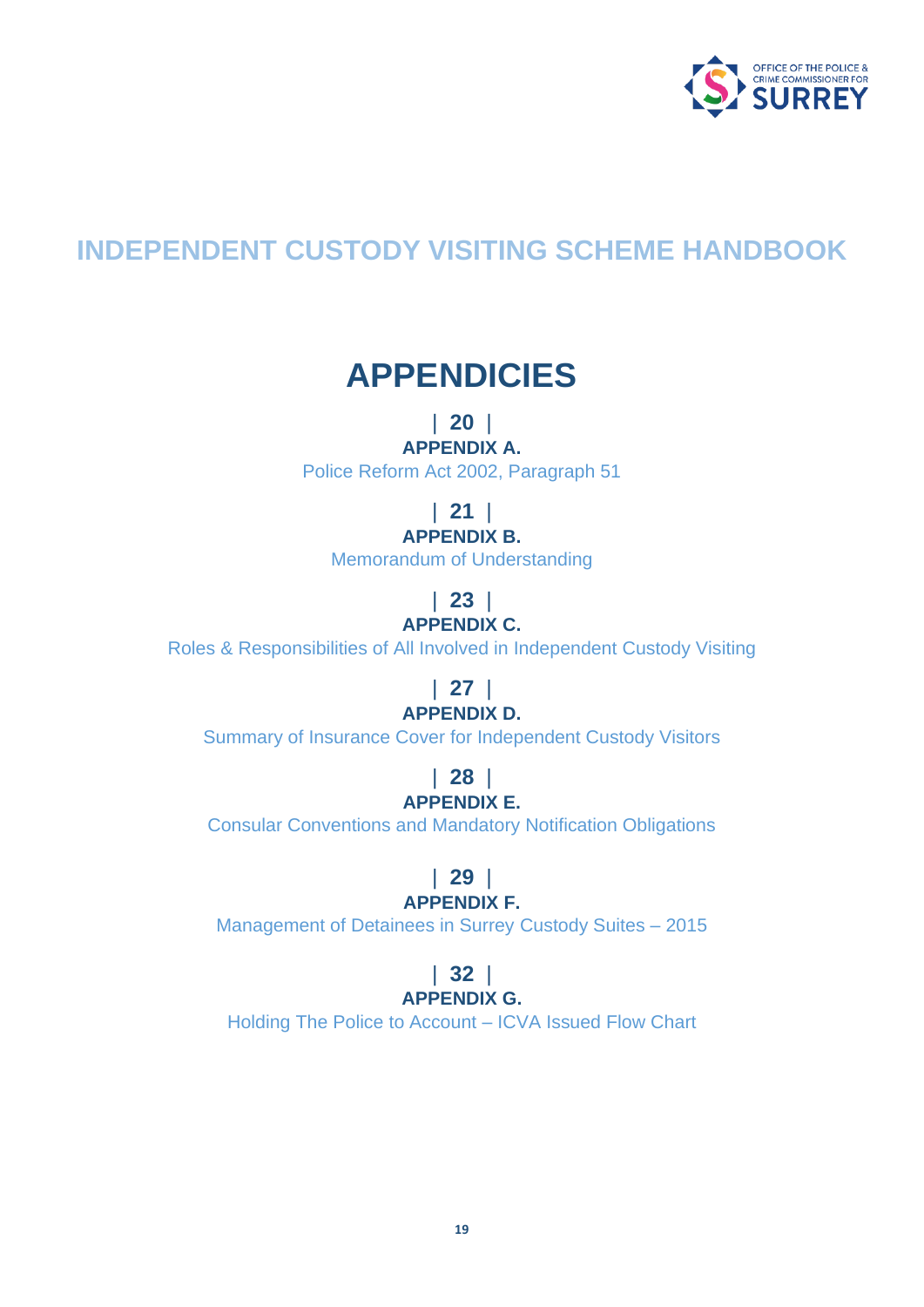# INDEPENDENT CUSTODY VISITING SCHEME HANDBOOK

## APPENDICIES

| **20** |
**APPENDIX A.**
Police Reform Act 2002, Paragraph 51

| **21** |
**APPENDIX B.**
Memorandum of Understanding

| **23** |
**APPENDIX C.**
Roles & Responsibilities of All Involved in Independent Custody Visiting

| **27** |
**APPENDIX D.**
Summary of Insurance Cover for Independent Custody Visitors

| **28** |
**APPENDIX E.**
Consular Conventions and Mandatory Notification Obligations

| **29** |
**APPENDIX F.**
Management of Detainees in Surrey Custody Suites – 2015

| **32** |
**APPENDIX G.**
Holding The Police to Account – ICVA Issued Flow Chart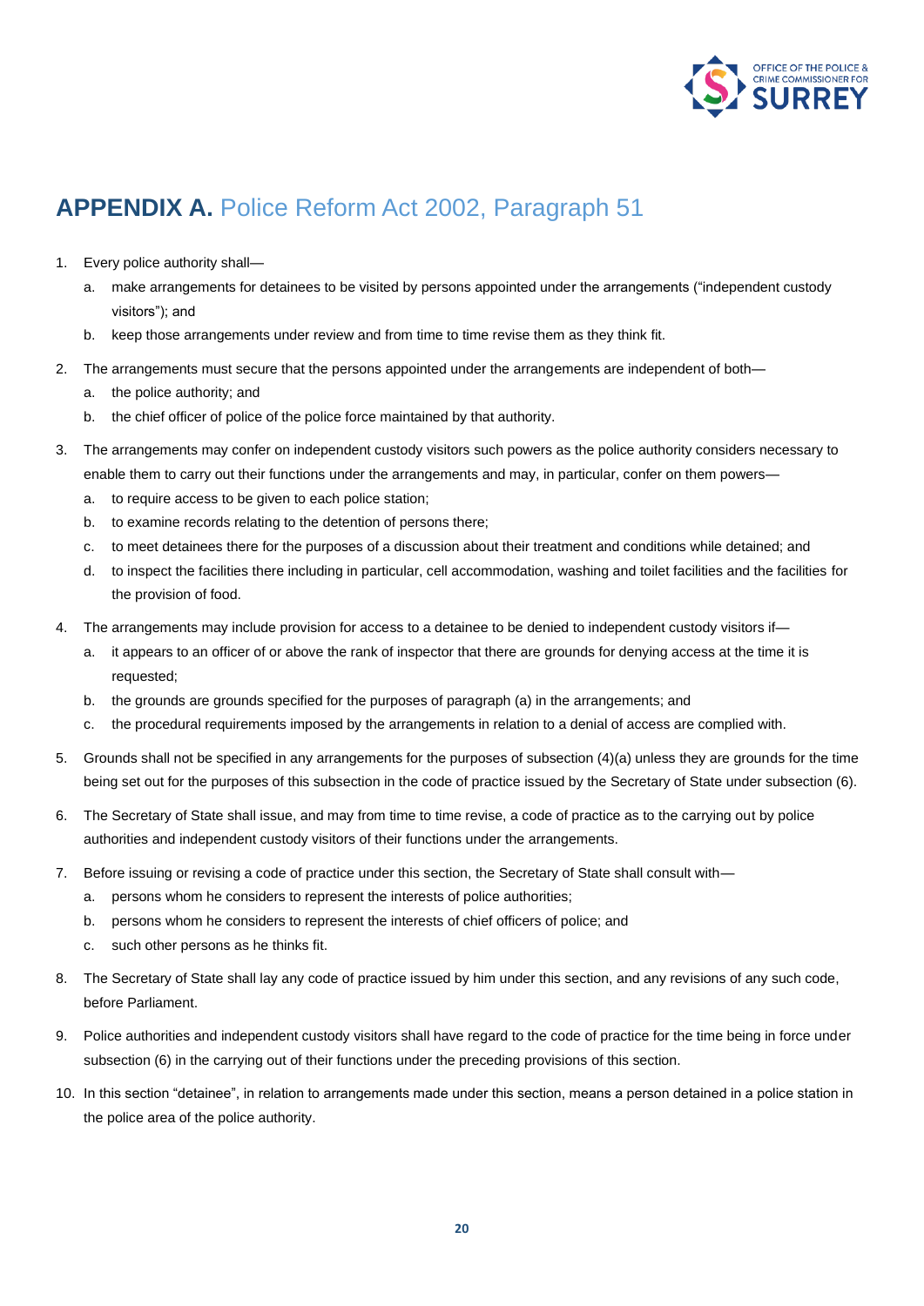# **APPENDIX A.** Police Reform Act 2002, Paragraph 51

1. Every police authority shall—
   a. make arrangements for detainees to be visited by persons appointed under the arrangements ("independent custody visitors"); and
   b. keep those arrangements under review and from time to time revise them as they think fit.
2. The arrangements must secure that the persons appointed under the arrangements are independent of both—
   a. the police authority; and
   b. the chief officer of police of the police force maintained by that authority.
3. The arrangements may confer on independent custody visitors such powers as the police authority considers necessary to enable them to carry out their functions under the arrangements and may, in particular, confer on them powers—
   a. to require access to be given to each police station;
   b. to examine records relating to the detention of persons there;
   c. to meet detainees there for the purposes of a discussion about their treatment and conditions while detained; and
   d. to inspect the facilities there including in particular, cell accommodation, washing and toilet facilities and the facilities for the provision of food.
4. The arrangements may include provision for access to a detainee to be denied to independent custody visitors if—
   a. it appears to an officer of or above the rank of inspector that there are grounds for denying access at the time it is requested;
   b. the grounds are grounds specified for the purposes of paragraph (a) in the arrangements; and
   c. the procedural requirements imposed by the arrangements in relation to a denial of access are complied with.
5. Grounds shall not be specified in any arrangements for the purposes of subsection (4)(a) unless they are grounds for the time being set out for the purposes of this subsection in the code of practice issued by the Secretary of State under subsection (6).
6. The Secretary of State shall issue, and may from time to time revise, a code of practice as to the carrying out by police authorities and independent custody visitors of their functions under the arrangements.
7. Before issuing or revising a code of practice under this section, the Secretary of State shall consult with—
   a. persons whom he considers to represent the interests of police authorities;
   b. persons whom he considers to represent the interests of chief officers of police; and
   c. such other persons as he thinks fit.
8. The Secretary of State shall lay any code of practice issued by him under this section, and any revisions of any such code, before Parliament.
9. Police authorities and independent custody visitors shall have regard to the code of practice for the time being in force under subsection (6) in the carrying out of their functions under the preceding provisions of this section.
10. In this section "detainee", in relation to arrangements made under this section, means a person detained in a police station in the police area of the police authority.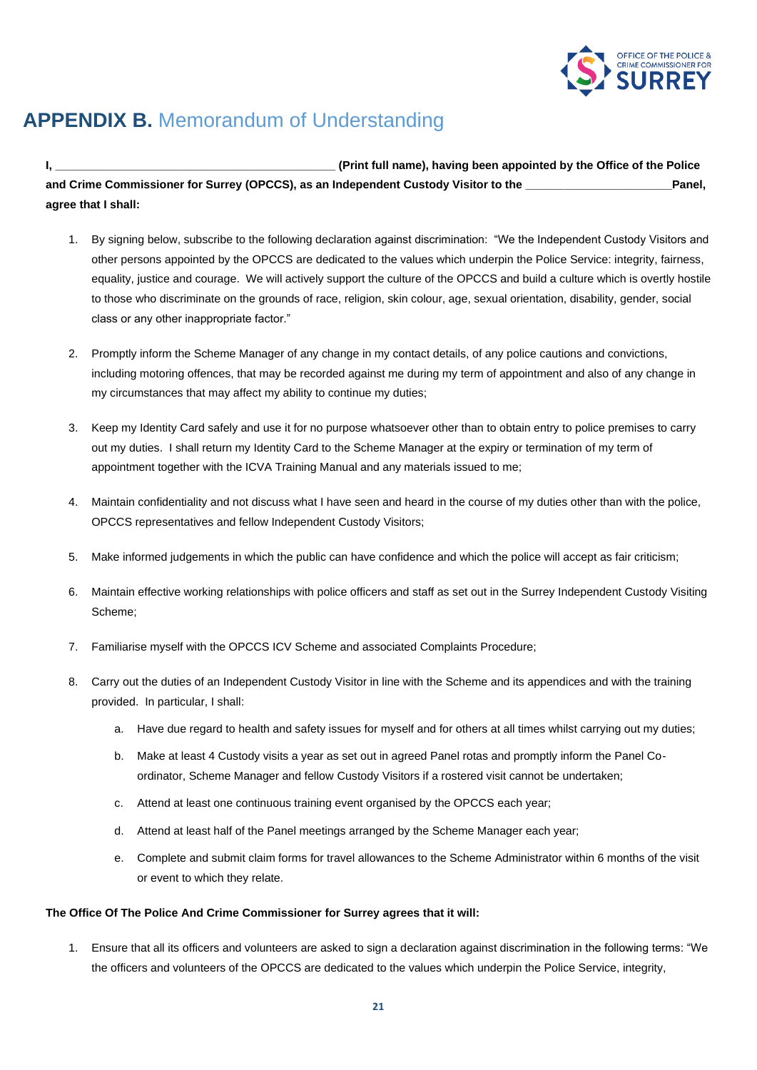# APPENDIX B. Memorandum of Understanding

**I, __________________________________________ (Print full name), having been appointed by the Office of the Police and Crime Commissioner for Surrey (OPCCS), as an Independent Custody Visitor to the _______________________Panel, agree that I shall:**

1. By signing below, subscribe to the following declaration against discrimination: "We the Independent Custody Visitors and other persons appointed by the OPCCS are dedicated to the values which underpin the Police Service: integrity, fairness, equality, justice and courage. We will actively support the culture of the OPCCS and build a culture which is overtly hostile to those who discriminate on the grounds of race, religion, skin colour, age, sexual orientation, disability, gender, social class or any other inappropriate factor."

2. Promptly inform the Scheme Manager of any change in my contact details, of any police cautions and convictions, including motoring offences, that may be recorded against me during my term of appointment and also of any change in my circumstances that may affect my ability to continue my duties;

3. Keep my Identity Card safely and use it for no purpose whatsoever other than to obtain entry to police premises to carry out my duties. I shall return my Identity Card to the Scheme Manager at the expiry or termination of my term of appointment together with the ICVA Training Manual and any materials issued to me;

4. Maintain confidentiality and not discuss what I have seen and heard in the course of my duties other than with the police, OPCCS representatives and fellow Independent Custody Visitors;

5. Make informed judgements in which the public can have confidence and which the police will accept as fair criticism;

6. Maintain effective working relationships with police officers and staff as set out in the Surrey Independent Custody Visiting Scheme;

7. Familiarise myself with the OPCCS ICV Scheme and associated Complaints Procedure;

8. Carry out the duties of an Independent Custody Visitor in line with the Scheme and its appendices and with the training provided. In particular, I shall:

   a. Have due regard to health and safety issues for myself and for others at all times whilst carrying out my duties;

   b. Make at least 4 Custody visits a year as set out in agreed Panel rotas and promptly inform the Panel Co-ordinator, Scheme Manager and fellow Custody Visitors if a rostered visit cannot be undertaken;

   c. Attend at least one continuous training event organised by the OPCCS each year;

   d. Attend at least half of the Panel meetings arranged by the Scheme Manager each year;

   e. Complete and submit claim forms for travel allowances to the Scheme Administrator within 6 months of the visit or event to which they relate.

**The Office Of The Police And Crime Commissioner for Surrey agrees that it will:**

1. Ensure that all its officers and volunteers are asked to sign a declaration against discrimination in the following terms: "We the officers and volunteers of the OPCCS are dedicated to the values which underpin the Police Service, integrity,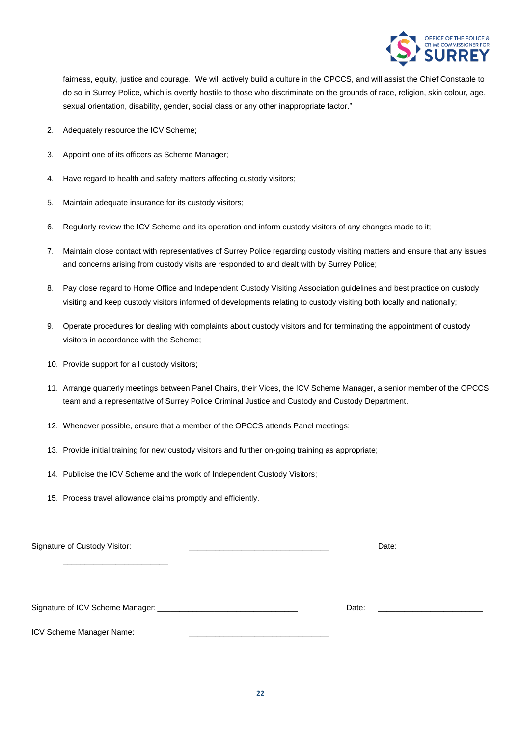fairness, equity, justice and courage. We will actively build a culture in the OPCCS, and will assist the Chief Constable to do so in Surrey Police, which is overtly hostile to those who discriminate on the grounds of race, religion, skin colour, age, sexual orientation, disability, gender, social class or any other inappropriate factor."

2. Adequately resource the ICV Scheme;
3. Appoint one of its officers as Scheme Manager;
4. Have regard to health and safety matters affecting custody visitors;
5. Maintain adequate insurance for its custody visitors;
6. Regularly review the ICV Scheme and its operation and inform custody visitors of any changes made to it;
7. Maintain close contact with representatives of Surrey Police regarding custody visiting matters and ensure that any issues and concerns arising from custody visits are responded to and dealt with by Surrey Police;
8. Pay close regard to Home Office and Independent Custody Visiting Association guidelines and best practice on custody visiting and keep custody visitors informed of developments relating to custody visiting both locally and nationally;
9. Operate procedures for dealing with complaints about custody visitors and for terminating the appointment of custody visitors in accordance with the Scheme;
10. Provide support for all custody visitors;
11. Arrange quarterly meetings between Panel Chairs, their Vices, the ICV Scheme Manager, a senior member of the OPCCS team and a representative of Surrey Police Criminal Justice and Custody and Custody Department.
12. Whenever possible, ensure that a member of the OPCCS attends Panel meetings;
13. Provide initial training for new custody visitors and further on-going training as appropriate;
14. Publicise the ICV Scheme and the work of Independent Custody Visitors;
15. Process travel allowance claims promptly and efficiently.

Signature of Custody Visitor: ________________________________ Date: ________________________

Signature of ICV Scheme Manager: ________________________________ Date: ________________________

ICV Scheme Manager Name: ________________________________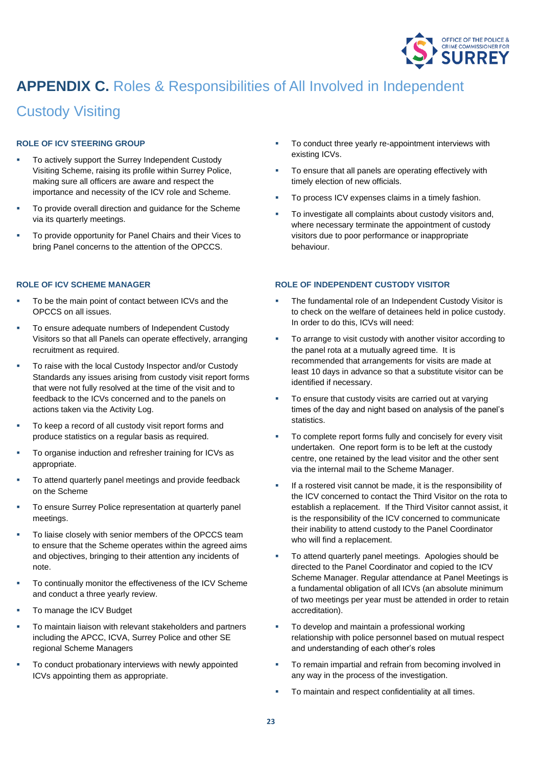# APPENDIX C. Roles & Responsibilities of All Involved in Independent Custody Visiting

### ROLE OF ICV STEERING GROUP

- To actively support the Surrey Independent Custody Visiting Scheme, raising its profile within Surrey Police, making sure all officers are aware and respect the importance and necessity of the ICV role and Scheme.
- To provide overall direction and guidance for the Scheme via its quarterly meetings.
- To provide opportunity for Panel Chairs and their Vices to bring Panel concerns to the attention of the OPCCS.

### ROLE OF ICV SCHEME MANAGER

- To be the main point of contact between ICVs and the OPCCS on all issues.
- To ensure adequate numbers of Independent Custody Visitors so that all Panels can operate effectively, arranging recruitment as required.
- To raise with the local Custody Inspector and/or Custody Standards any issues arising from custody visit report forms that were not fully resolved at the time of the visit and to feedback to the ICVs concerned and to the panels on actions taken via the Activity Log.
- To keep a record of all custody visit report forms and produce statistics on a regular basis as required.
- To organise induction and refresher training for ICVs as appropriate.
- To attend quarterly panel meetings and provide feedback on the Scheme
- To ensure Surrey Police representation at quarterly panel meetings.
- To liaise closely with senior members of the OPCCS team to ensure that the Scheme operates within the agreed aims and objectives, bringing to their attention any incidents of note.
- To continually monitor the effectiveness of the ICV Scheme and conduct a three yearly review.
- To manage the ICV Budget
- To maintain liaison with relevant stakeholders and partners including the APCC, ICVA, Surrey Police and other SE regional Scheme Managers
- To conduct probationary interviews with newly appointed ICVs appointing them as appropriate.
- To conduct three yearly re-appointment interviews with existing ICVs.
- To ensure that all panels are operating effectively with timely election of new officials.
- To process ICV expenses claims in a timely fashion.
- To investigate all complaints about custody visitors and, where necessary terminate the appointment of custody visitors due to poor performance or inappropriate behaviour.

### ROLE OF INDEPENDENT CUSTODY VISITOR

- The fundamental role of an Independent Custody Visitor is to check on the welfare of detainees held in police custody. In order to do this, ICVs will need:
- To arrange to visit custody with another visitor according to the panel rota at a mutually agreed time. It is recommended that arrangements for visits are made at least 10 days in advance so that a substitute visitor can be identified if necessary.
- To ensure that custody visits are carried out at varying times of the day and night based on analysis of the panel's statistics.
- To complete report forms fully and concisely for every visit undertaken. One report form is to be left at the custody centre, one retained by the lead visitor and the other sent via the internal mail to the Scheme Manager.
- If a rostered visit cannot be made, it is the responsibility of the ICV concerned to contact the Third Visitor on the rota to establish a replacement. If the Third Visitor cannot assist, it is the responsibility of the ICV concerned to communicate their inability to attend custody to the Panel Coordinator who will find a replacement.
- To attend quarterly panel meetings. Apologies should be directed to the Panel Coordinator and copied to the ICV Scheme Manager. Regular attendance at Panel Meetings is a fundamental obligation of all ICVs (an absolute minimum of two meetings per year must be attended in order to retain accreditation).
- To develop and maintain a professional working relationship with police personnel based on mutual respect and understanding of each other's roles
- To remain impartial and refrain from becoming involved in any way in the process of the investigation.
- To maintain and respect confidentiality at all times.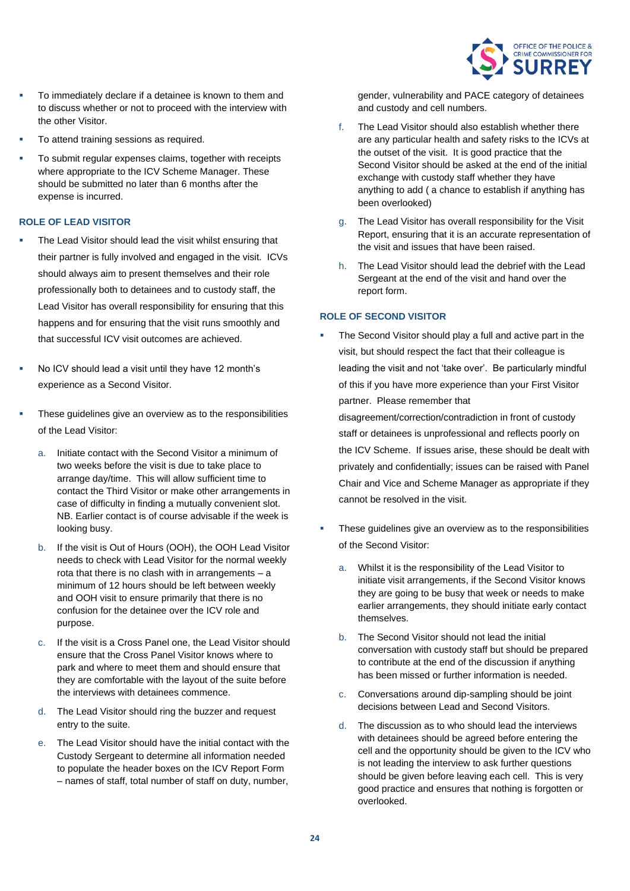- To immediately declare if a detainee is known to them and to discuss whether or not to proceed with the interview with the other Visitor.
- To attend training sessions as required.
- To submit regular expenses claims, together with receipts where appropriate to the ICV Scheme Manager. These should be submitted no later than 6 months after the expense is incurred.

### ROLE OF LEAD VISITOR

- The Lead Visitor should lead the visit whilst ensuring that their partner is fully involved and engaged in the visit. ICVs should always aim to present themselves and their role professionally both to detainees and to custody staff, the Lead Visitor has overall responsibility for ensuring that this happens and for ensuring that the visit runs smoothly and that successful ICV visit outcomes are achieved.
- No ICV should lead a visit until they have 12 month's experience as a Second Visitor.
- These guidelines give an overview as to the responsibilities of the Lead Visitor:

  a. Initiate contact with the Second Visitor a minimum of two weeks before the visit is due to take place to arrange day/time. This will allow sufficient time to contact the Third Visitor or make other arrangements in case of difficulty in finding a mutually convenient slot. NB. Earlier contact is of course advisable if the week is looking busy.

  b. If the visit is Out of Hours (OOH), the OOH Lead Visitor needs to check with Lead Visitor for the normal weekly rota that there is no clash with in arrangements – a minimum of 12 hours should be left between weekly and OOH visit to ensure primarily that there is no confusion for the detainee over the ICV role and purpose.

  c. If the visit is a Cross Panel one, the Lead Visitor should ensure that the Cross Panel Visitor knows where to park and where to meet them and should ensure that they are comfortable with the layout of the suite before the interviews with detainees commence.

  d. The Lead Visitor should ring the buzzer and request entry to the suite.

  e. The Lead Visitor should have the initial contact with the Custody Sergeant to determine all information needed to populate the header boxes on the ICV Report Form – names of staff, total number of staff on duty, number, gender, vulnerability and PACE category of detainees and custody and cell numbers.

  f. The Lead Visitor should also establish whether there are any particular health and safety risks to the ICVs at the outset of the visit. It is good practice that the Second Visitor should be asked at the end of the initial exchange with custody staff whether they have anything to add ( a chance to establish if anything has been overlooked)

  g. The Lead Visitor has overall responsibility for the Visit Report, ensuring that it is an accurate representation of the visit and issues that have been raised.

  h. The Lead Visitor should lead the debrief with the Lead Sergeant at the end of the visit and hand over the report form.

### ROLE OF SECOND VISITOR

- The Second Visitor should play a full and active part in the visit, but should respect the fact that their colleague is leading the visit and not 'take over'. Be particularly mindful of this if you have more experience than your First Visitor partner. Please remember that disagreement/correction/contradiction in front of custody staff or detainees is unprofessional and reflects poorly on the ICV Scheme. If issues arise, these should be dealt with privately and confidentially; issues can be raised with Panel Chair and Vice and Scheme Manager as appropriate if they cannot be resolved in the visit.
- These guidelines give an overview as to the responsibilities of the Second Visitor:

  a. Whilst it is the responsibility of the Lead Visitor to initiate visit arrangements, if the Second Visitor knows they are going to be busy that week or needs to make earlier arrangements, they should initiate early contact themselves.

  b. The Second Visitor should not lead the initial conversation with custody staff but should be prepared to contribute at the end of the discussion if anything has been missed or further information is needed.

  c. Conversations around dip-sampling should be joint decisions between Lead and Second Visitors.

  d. The discussion as to who should lead the interviews with detainees should be agreed before entering the cell and the opportunity should be given to the ICV who is not leading the interview to ask further questions should be given before leaving each cell. This is very good practice and ensures that nothing is forgotten or overlooked.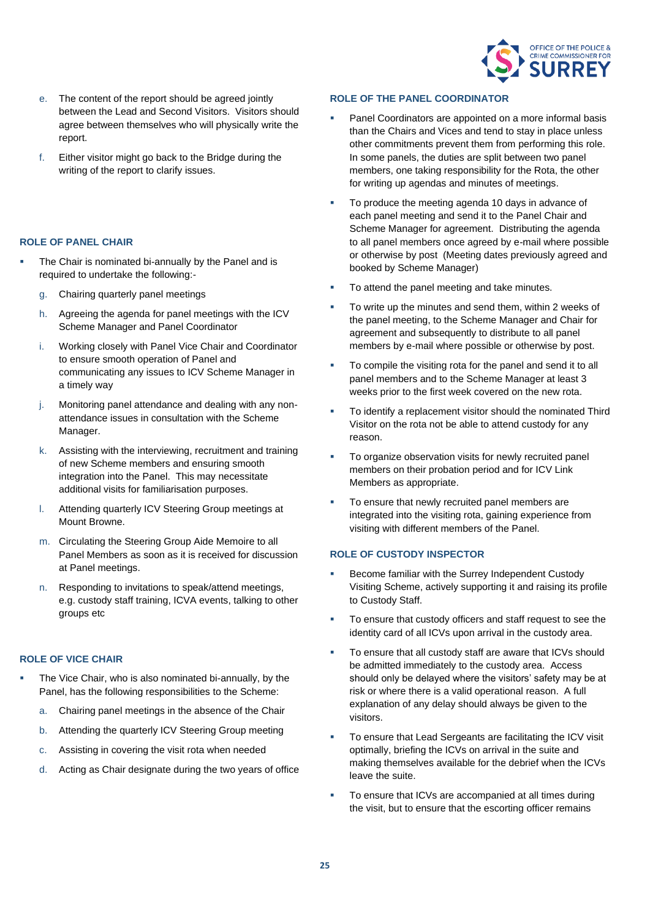e. The content of the report should be agreed jointly between the Lead and Second Visitors. Visitors should agree between themselves who will physically write the report.

f. Either visitor might go back to the Bridge during the writing of the report to clarify issues.

### ROLE OF PANEL CHAIR

- The Chair is nominated bi-annually by the Panel and is required to undertake the following:-

  g. Chairing quarterly panel meetings

  h. Agreeing the agenda for panel meetings with the ICV Scheme Manager and Panel Coordinator

  i. Working closely with Panel Vice Chair and Coordinator to ensure smooth operation of Panel and communicating any issues to ICV Scheme Manager in a timely way

  j. Monitoring panel attendance and dealing with any non-attendance issues in consultation with the Scheme Manager.

  k. Assisting with the interviewing, recruitment and training of new Scheme members and ensuring smooth integration into the Panel. This may necessitate additional visits for familiarisation purposes.

  l. Attending quarterly ICV Steering Group meetings at Mount Browne.

  m. Circulating the Steering Group Aide Memoire to all Panel Members as soon as it is received for discussion at Panel meetings.

  n. Responding to invitations to speak/attend meetings, e.g. custody staff training, ICVA events, talking to other groups etc

### ROLE OF VICE CHAIR

- The Vice Chair, who is also nominated bi-annually, by the Panel, has the following responsibilities to the Scheme:

  a. Chairing panel meetings in the absence of the Chair

  b. Attending the quarterly ICV Steering Group meeting

  c. Assisting in covering the visit rota when needed

  d. Acting as Chair designate during the two years of office

### ROLE OF THE PANEL COORDINATOR

- Panel Coordinators are appointed on a more informal basis than the Chairs and Vices and tend to stay in place unless other commitments prevent them from performing this role. In some panels, the duties are split between two panel members, one taking responsibility for the Rota, the other for writing up agendas and minutes of meetings.
- To produce the meeting agenda 10 days in advance of each panel meeting and send it to the Panel Chair and Scheme Manager for agreement. Distributing the agenda to all panel members once agreed by e-mail where possible or otherwise by post (Meeting dates previously agreed and booked by Scheme Manager)
- To attend the panel meeting and take minutes.
- To write up the minutes and send them, within 2 weeks of the panel meeting, to the Scheme Manager and Chair for agreement and subsequently to distribute to all panel members by e-mail where possible or otherwise by post.
- To compile the visiting rota for the panel and send it to all panel members and to the Scheme Manager at least 3 weeks prior to the first week covered on the new rota.
- To identify a replacement visitor should the nominated Third Visitor on the rota not be able to attend custody for any reason.
- To organize observation visits for newly recruited panel members on their probation period and for ICV Link Members as appropriate.
- To ensure that newly recruited panel members are integrated into the visiting rota, gaining experience from visiting with different members of the Panel.

### ROLE OF CUSTODY INSPECTOR

- Become familiar with the Surrey Independent Custody Visiting Scheme, actively supporting it and raising its profile to Custody Staff.
- To ensure that custody officers and staff request to see the identity card of all ICVs upon arrival in the custody area.
- To ensure that all custody staff are aware that ICVs should be admitted immediately to the custody area. Access should only be delayed where the visitors' safety may be at risk or where there is a valid operational reason. A full explanation of any delay should always be given to the visitors.
- To ensure that Lead Sergeants are facilitating the ICV visit optimally, briefing the ICVs on arrival in the suite and making themselves available for the debrief when the ICVs leave the suite.
- To ensure that ICVs are accompanied at all times during the visit, but to ensure that the escorting officer remains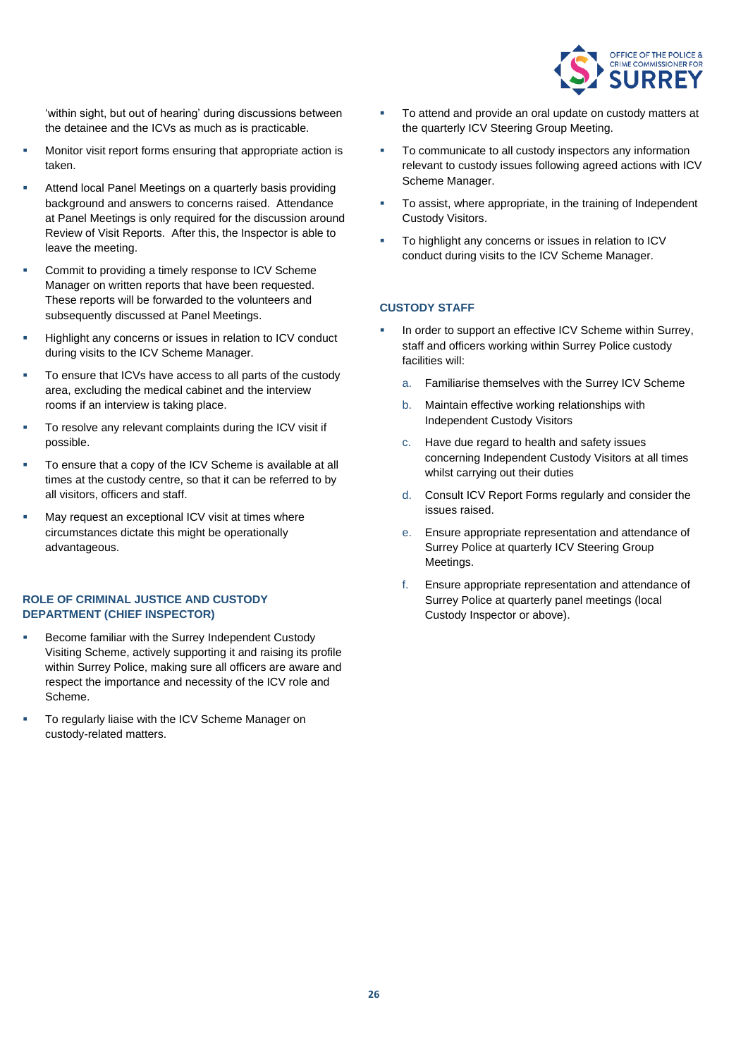'within sight, but out of hearing' during discussions between the detainee and the ICVs as much as is practicable.

- Monitor visit report forms ensuring that appropriate action is taken.
- Attend local Panel Meetings on a quarterly basis providing background and answers to concerns raised. Attendance at Panel Meetings is only required for the discussion around Review of Visit Reports. After this, the Inspector is able to leave the meeting.
- Commit to providing a timely response to ICV Scheme Manager on written reports that have been requested. These reports will be forwarded to the volunteers and subsequently discussed at Panel Meetings.
- Highlight any concerns or issues in relation to ICV conduct during visits to the ICV Scheme Manager.
- To ensure that ICVs have access to all parts of the custody area, excluding the medical cabinet and the interview rooms if an interview is taking place.
- To resolve any relevant complaints during the ICV visit if possible.
- To ensure that a copy of the ICV Scheme is available at all times at the custody centre, so that it can be referred to by all visitors, officers and staff.
- May request an exceptional ICV visit at times where circumstances dictate this might be operationally advantageous.

#### ROLE OF CRIMINAL JUSTICE AND CUSTODY DEPARTMENT (CHIEF INSPECTOR)

- Become familiar with the Surrey Independent Custody Visiting Scheme, actively supporting it and raising its profile within Surrey Police, making sure all officers are aware and respect the importance and necessity of the ICV role and Scheme.
- To regularly liaise with the ICV Scheme Manager on custody-related matters.
- To attend and provide an oral update on custody matters at the quarterly ICV Steering Group Meeting.
- To communicate to all custody inspectors any information relevant to custody issues following agreed actions with ICV Scheme Manager.
- To assist, where appropriate, in the training of Independent Custody Visitors.
- To highlight any concerns or issues in relation to ICV conduct during visits to the ICV Scheme Manager.

#### CUSTODY STAFF

- In order to support an effective ICV Scheme within Surrey, staff and officers working within Surrey Police custody facilities will:
  a. Familiarise themselves with the Surrey ICV Scheme
  b. Maintain effective working relationships with Independent Custody Visitors
  c. Have due regard to health and safety issues concerning Independent Custody Visitors at all times whilst carrying out their duties
  d. Consult ICV Report Forms regularly and consider the issues raised.
  e. Ensure appropriate representation and attendance of Surrey Police at quarterly ICV Steering Group Meetings.
  f. Ensure appropriate representation and attendance of Surrey Police at quarterly panel meetings (local Custody Inspector or above).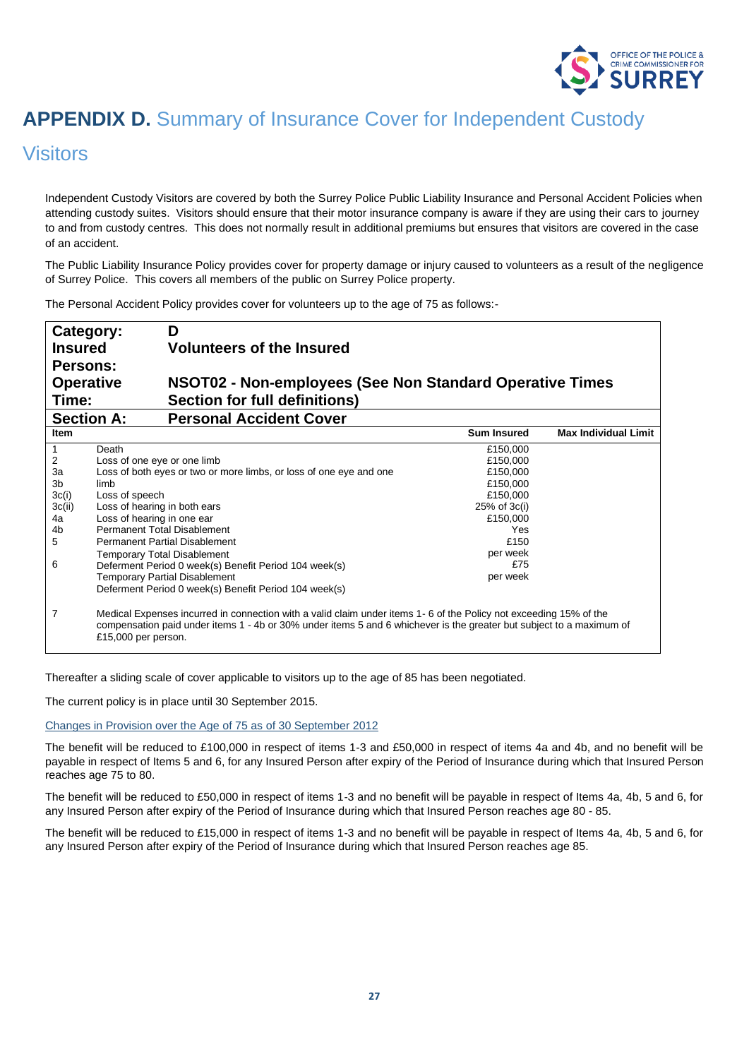# **APPENDIX D.** Summary of Insurance Cover for Independent Custody Visitors

Independent Custody Visitors are covered by both the Surrey Police Public Liability Insurance and Personal Accident Policies when attending custody suites. Visitors should ensure that their motor insurance company is aware if they are using their cars to journey to and from custody centres. This does not normally result in additional premiums but ensures that visitors are covered in the case of an accident.

The Public Liability Insurance Policy provides cover for property damage or injury caused to volunteers as a result of the negligence of Surrey Police. This covers all members of the public on Surrey Police property.

The Personal Accident Policy provides cover for volunteers up to the age of 75 as follows:-

| | |
|---|---|
| **Category:** | **D** |
| **Insured Persons:** | **Volunteers of the Insured** |
| **Operative Time:** | **NSOT02 - Non-employees (See Non Standard Operative Times Section for full definitions)** |
| **Section A:** | **Personal Accident Cover** |

| Item | | Sum Insured | Max Individual Limit |
|---|---|---|---|
| 1 | Death | £150,000 | |
| 2 | Loss of one eye or one limb | £150,000 | |
| 3a | Loss of both eyes or two or more limbs, or loss of one eye and one limb | £150,000 | |
| 3b | Loss of speech | £150,000 | |
| 3c(i) | Loss of hearing in both ears | £150,000 | |
| 3c(ii) | Loss of hearing in one ear | 25% of 3c(i) | |
| 4a | Permanent Total Disablement | £150,000 | |
| 4b | Permanent Partial Disablement | Yes | |
| 5 | Temporary Total Disablement<br>Deferment Period 0 week(s) Benefit Period 104 week(s) | £150 per week | |
| 6 | Temporary Partial Disablement<br>Deferment Period 0 week(s) Benefit Period 104 week(s) | £75 per week | |
| 7 | Medical Expenses incurred in connection with a valid claim under items 1- 6 of the Policy not exceeding 15% of the compensation paid under items 1 - 4b or 30% under items 5 and 6 whichever is the greater but subject to a maximum of £15,000 per person. | | |

Thereafter a sliding scale of cover applicable to visitors up to the age of 85 has been negotiated.

The current policy is in place until 30 September 2015.

Changes in Provision over the Age of 75 as of 30 September 2012

The benefit will be reduced to £100,000 in respect of items 1-3 and £50,000 in respect of items 4a and 4b, and no benefit will be payable in respect of Items 5 and 6, for any Insured Person after expiry of the Period of Insurance during which that Insured Person reaches age 75 to 80.

The benefit will be reduced to £50,000 in respect of items 1-3 and no benefit will be payable in respect of Items 4a, 4b, 5 and 6, for any Insured Person after expiry of the Period of Insurance during which that Insured Person reaches age 80 - 85.

The benefit will be reduced to £15,000 in respect of items 1-3 and no benefit will be payable in respect of Items 4a, 4b, 5 and 6, for any Insured Person after expiry of the Period of Insurance during which that Insured Person reaches age 85.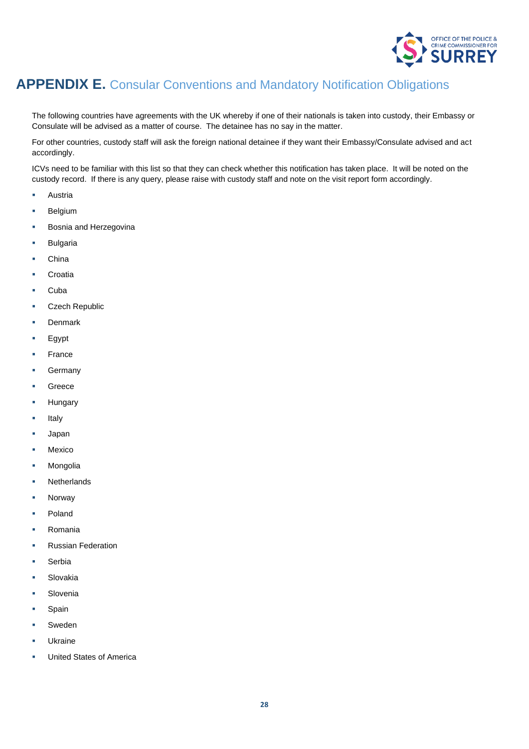# APPENDIX E. Consular Conventions and Mandatory Notification Obligations

The following countries have agreements with the UK whereby if one of their nationals is taken into custody, their Embassy or Consulate will be advised as a matter of course. The detainee has no say in the matter.

For other countries, custody staff will ask the foreign national detainee if they want their Embassy/Consulate advised and act accordingly.

ICVs need to be familiar with this list so that they can check whether this notification has taken place. It will be noted on the custody record. If there is any query, please raise with custody staff and note on the visit report form accordingly.

- Austria
- Belgium
- Bosnia and Herzegovina
- Bulgaria
- China
- Croatia
- Cuba
- Czech Republic
- Denmark
- Egypt
- France
- Germany
- Greece
- Hungary
- Italy
- Japan
- Mexico
- Mongolia
- Netherlands
- Norway
- Poland
- Romania
- Russian Federation
- Serbia
- Slovakia
- Slovenia
- Spain
- Sweden
- Ukraine
- United States of America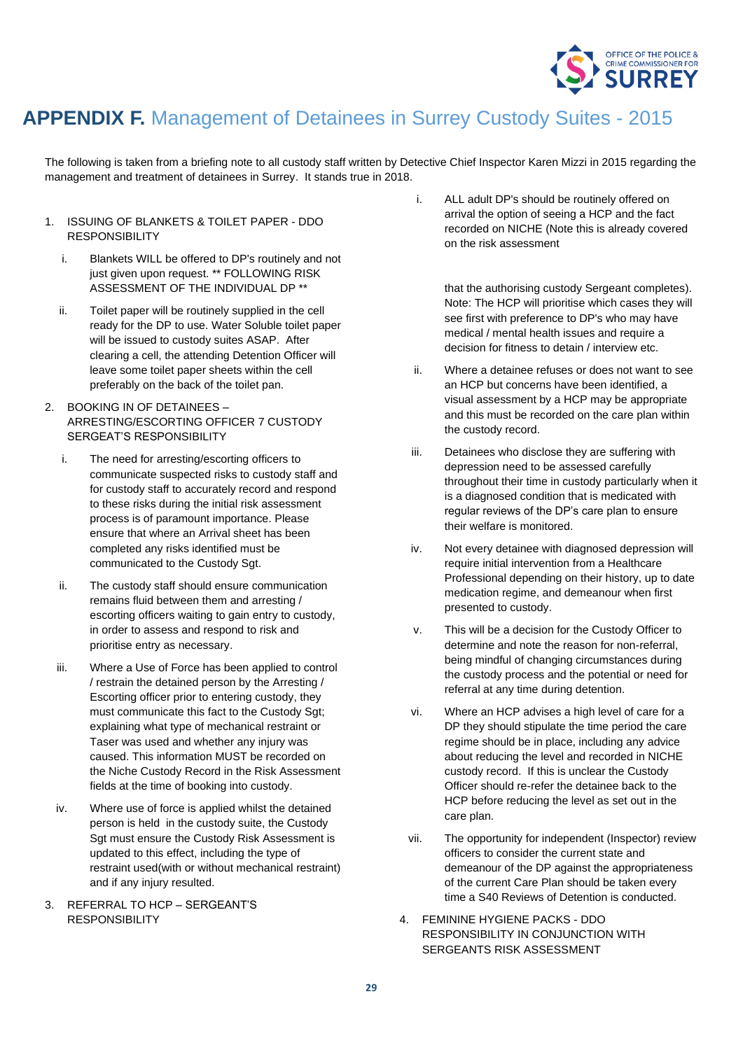# APPENDIX F. Management of Detainees in Surrey Custody Suites - 2015

The following is taken from a briefing note to all custody staff written by Detective Chief Inspector Karen Mizzi in 2015 regarding the management and treatment of detainees in Surrey. It stands true in 2018.

1. ISSUING OF BLANKETS & TOILET PAPER - DDO RESPONSIBILITY

   i. Blankets WILL be offered to DP's routinely and not just given upon request. ** FOLLOWING RISK ASSESSMENT OF THE INDIVIDUAL DP **

   ii. Toilet paper will be routinely supplied in the cell ready for the DP to use. Water Soluble toilet paper will be issued to custody suites ASAP. After clearing a cell, the attending Detention Officer will leave some toilet paper sheets within the cell preferably on the back of the toilet pan.

2. BOOKING IN OF DETAINEES – ARRESTING/ESCORTING OFFICER 7 CUSTODY SERGEAT'S RESPONSIBILITY

   i. The need for arresting/escorting officers to communicate suspected risks to custody staff and for custody staff to accurately record and respond to these risks during the initial risk assessment process is of paramount importance. Please ensure that where an Arrival sheet has been completed any risks identified must be communicated to the Custody Sgt.

   ii. The custody staff should ensure communication remains fluid between them and arresting / escorting officers waiting to gain entry to custody, in order to assess and respond to risk and prioritise entry as necessary.

   iii. Where a Use of Force has been applied to control / restrain the detained person by the Arresting / Escorting officer prior to entering custody, they must communicate this fact to the Custody Sgt; explaining what type of mechanical restraint or Taser was used and whether any injury was caused. This information MUST be recorded on the Niche Custody Record in the Risk Assessment fields at the time of booking into custody.

   iv. Where use of force is applied whilst the detained person is held in the custody suite, the Custody Sgt must ensure the Custody Risk Assessment is updated to this effect, including the type of restraint used(with or without mechanical restraint) and if any injury resulted.

3. REFERRAL TO HCP – SERGEANT'S RESPONSIBILITY

   i. ALL adult DP's should be routinely offered on arrival the option of seeing a HCP and the fact recorded on NICHE (Note this is already covered on the risk assessment that the authorising custody Sergeant completes). Note: The HCP will prioritise which cases they will see first with preference to DP's who may have medical / mental health issues and require a decision for fitness to detain / interview etc.

   ii. Where a detainee refuses or does not want to see an HCP but concerns have been identified, a visual assessment by a HCP may be appropriate and this must be recorded on the care plan within the custody record.

   iii. Detainees who disclose they are suffering with depression need to be assessed carefully throughout their time in custody particularly when it is a diagnosed condition that is medicated with regular reviews of the DP's care plan to ensure their welfare is monitored.

   iv. Not every detainee with diagnosed depression will require initial intervention from a Healthcare Professional depending on their history, up to date medication regime, and demeanour when first presented to custody.

   v. This will be a decision for the Custody Officer to determine and note the reason for non-referral, being mindful of changing circumstances during the custody process and the potential or need for referral at any time during detention.

   vi. Where an HCP advises a high level of care for a DP they should stipulate the time period the care regime should be in place, including any advice about reducing the level and recorded in NICHE custody record. If this is unclear the Custody Officer should re-refer the detainee back to the HCP before reducing the level as set out in the care plan.

   vii. The opportunity for independent (Inspector) review officers to consider the current state and demeanour of the DP against the appropriateness of the current Care Plan should be taken every time a S40 Reviews of Detention is conducted.

4. FEMININE HYGIENE PACKS - DDO RESPONSIBILITY IN CONJUNCTION WITH SERGEANTS RISK ASSESSMENT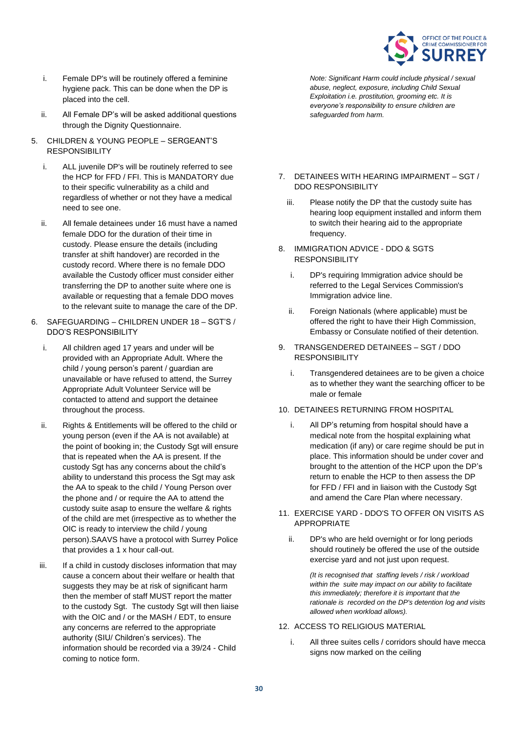i. Female DP's will be routinely offered a feminine hygiene pack. This can be done when the DP is placed into the cell.

ii. All Female DP's will be asked additional questions through the Dignity Questionnaire.

5. CHILDREN & YOUNG PEOPLE – SERGEANT'S RESPONSIBILITY

i. ALL juvenile DP's will be routinely referred to see the HCP for FFD / FFI. This is MANDATORY due to their specific vulnerability as a child and regardless of whether or not they have a medical need to see one.

ii. All female detainees under 16 must have a named female DDO for the duration of their time in custody. Please ensure the details (including transfer at shift handover) are recorded in the custody record. Where there is no female DDO available the Custody officer must consider either transferring the DP to another suite where one is available or requesting that a female DDO moves to the relevant suite to manage the care of the DP.

6. SAFEGUARDING – CHILDREN UNDER 18 – SGT'S / DDO'S RESPONSIBILITY

i. All children aged 17 years and under will be provided with an Appropriate Adult. Where the child / young person's parent / guardian are unavailable or have refused to attend, the Surrey Appropriate Adult Volunteer Service will be contacted to attend and support the detainee throughout the process.

ii. Rights & Entitlements will be offered to the child or young person (even if the AA is not available) at the point of booking in; the Custody Sgt will ensure that is repeated when the AA is present. If the custody Sgt has any concerns about the child's ability to understand this process the Sgt may ask the AA to speak to the child / Young Person over the phone and / or require the AA to attend the custody suite asap to ensure the welfare & rights of the child are met (irrespective as to whether the OIC is ready to interview the child / young person).SAAVS have a protocol with Surrey Police that provides a 1 x hour call-out.

iii. If a child in custody discloses information that may cause a concern about their welfare or health that suggests they may be at risk of significant harm then the member of staff MUST report the matter to the custody Sgt. The custody Sgt will then liaise with the OIC and / or the MASH / EDT, to ensure any concerns are referred to the appropriate authority (SIU/ Children's services). The information should be recorded via a 39/24 - Child coming to notice form.

*Note: Significant Harm could include physical / sexual abuse, neglect, exposure, including Child Sexual Exploitation i.e. prostitution, grooming etc. It is everyone's responsibility to ensure children are safeguarded from harm.*

7. DETAINEES WITH HEARING IMPAIRMENT – SGT / DDO RESPONSIBILITY

iii. Please notify the DP that the custody suite has hearing loop equipment installed and inform them to switch their hearing aid to the appropriate frequency.

8. IMMIGRATION ADVICE - DDO & SGTS RESPONSIBILITY

i. DP's requiring Immigration advice should be referred to the Legal Services Commission's Immigration advice line.

ii. Foreign Nationals (where applicable) must be offered the right to have their High Commission, Embassy or Consulate notified of their detention.

9. TRANSGENDERED DETAINEES – SGT / DDO RESPONSIBILITY

i. Transgendered detainees are to be given a choice as to whether they want the searching officer to be male or female

10. DETAINEES RETURNING FROM HOSPITAL

i. All DP's returning from hospital should have a medical note from the hospital explaining what medication (if any) or care regime should be put in place. This information should be under cover and brought to the attention of the HCP upon the DP's return to enable the HCP to then assess the DP for FFD / FFI and in liaison with the Custody Sgt and amend the Care Plan where necessary.

11. EXERCISE YARD - DDO'S TO OFFER ON VISITS AS APPROPRIATE

ii. DP's who are held overnight or for long periods should routinely be offered the use of the outside exercise yard and not just upon request.

*(It is recognised that staffing levels / risk / workload within the suite may impact on our ability to facilitate this immediately; therefore it is important that the rationale is recorded on the DP's detention log and visits allowed when workload allows).*

12. ACCESS TO RELIGIOUS MATERIAL

i. All three suites cells / corridors should have mecca signs now marked on the ceiling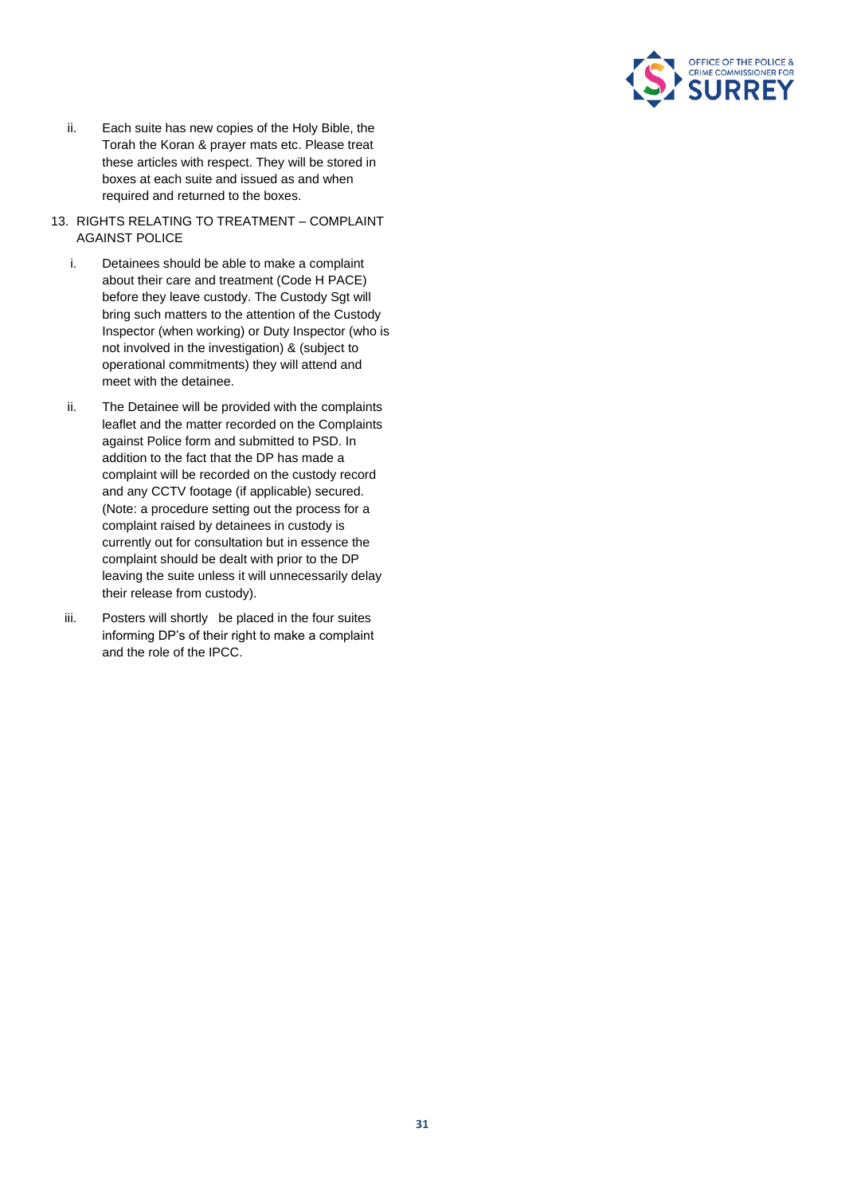ii. Each suite has new copies of the Holy Bible, the Torah the Koran & prayer mats etc. Please treat these articles with respect. They will be stored in boxes at each suite and issued as and when required and returned to the boxes.

13. RIGHTS RELATING TO TREATMENT – COMPLAINT AGAINST POLICE

i. Detainees should be able to make a complaint about their care and treatment (Code H PACE) before they leave custody. The Custody Sgt will bring such matters to the attention of the Custody Inspector (when working) or Duty Inspector (who is not involved in the investigation) & (subject to operational commitments) they will attend and meet with the detainee.

ii. The Detainee will be provided with the complaints leaflet and the matter recorded on the Complaints against Police form and submitted to PSD. In addition to the fact that the DP has made a complaint will be recorded on the custody record and any CCTV footage (if applicable) secured. (Note: a procedure setting out the process for a complaint raised by detainees in custody is currently out for consultation but in essence the complaint should be dealt with prior to the DP leaving the suite unless it will unnecessarily delay their release from custody).

iii. Posters will shortly be placed in the four suites informing DP's of their right to make a complaint and the role of the IPCC.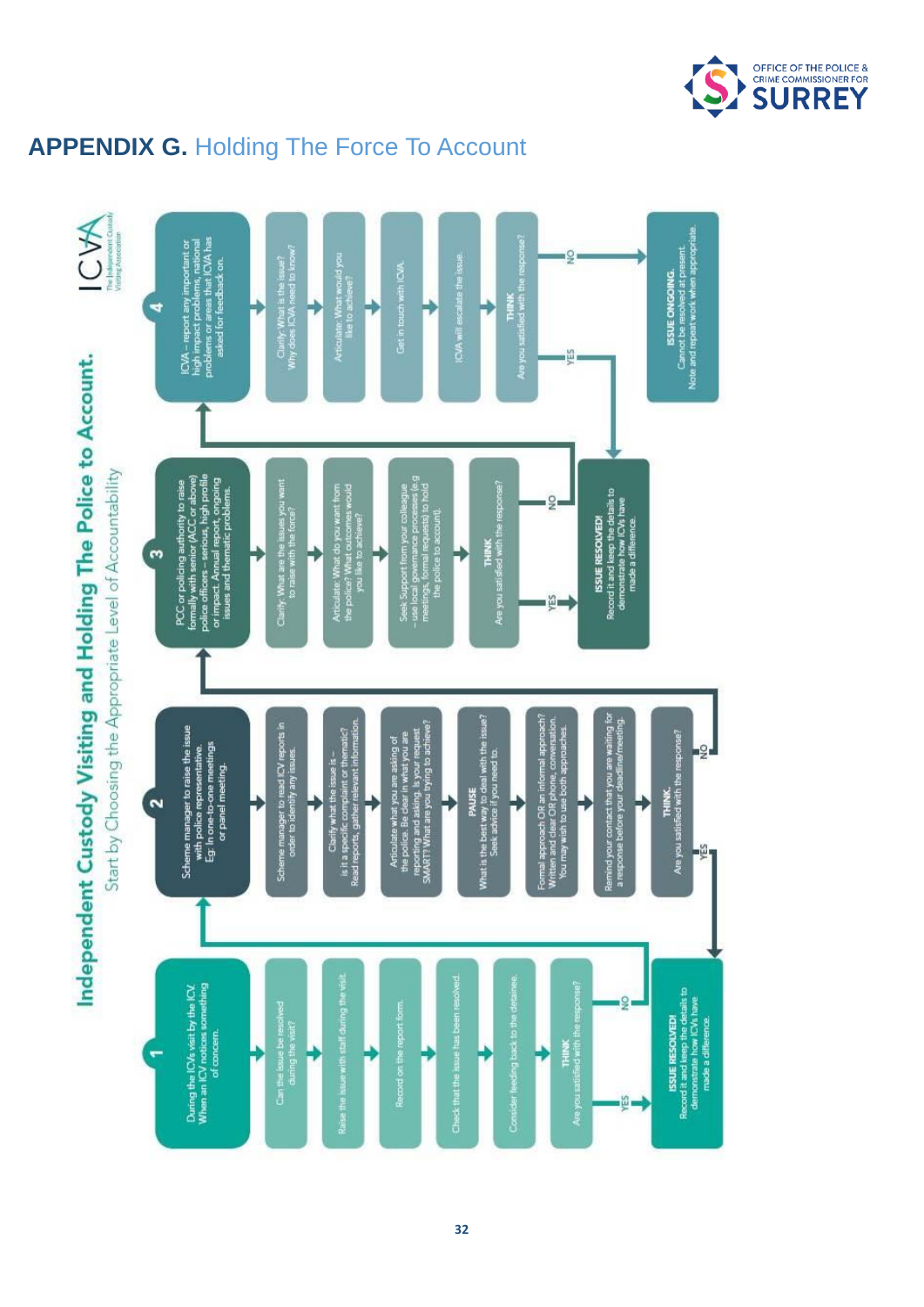# APPENDIX G. Holding The Force To Account

## Independent Custody Visiting and Holding The Police to Account.

Start by Choosing the Appropriate Level of Accountability

ICVA
The Independent Custody Visiting Association

**1**
During the ICVs visit by the ICV. When an ICV notices something of concern.

- Can the issue be resolved during the visit?
- Raise the issue with staff during the visit.
- Record on the report form.
- Check that the issue has been resolved.
- Consider feeding back to the detainee.
- THINK. Are you satisfied with the response?

YES → **ISSUE RESOLVED!** Record it and keep the details to demonstrate how ICVs have made a difference.

NO → go to 2

**2**
Scheme manager to raise the issue with police representative. Eg: In one-to-one meetings or panel meeting.

- Scheme manager to read ICV reports in order to identify any issues.
- Clarify what the issue is – is it a specific complaint or thematic? Read reports, gather relevant information.
- Articulate what you are asking of the police. Be clear in what you are reporting and asking. Is your request SMART? What are you trying to achieve?
- PAUSE. What is the best way to deal with the issue? Seek advice if you need to.
- Formal approach OR an informal approach? Written and clear OR phone, conversation. You may wish to use both approaches.
- Remind your contact that you are waiting for a response before your deadline/meeting.
- THINK. Are you satisfied with the response?

YES → **ISSUE RESOLVED!** Record it and keep the details to demonstrate how ICVs have made a difference.

NO → go to 3

**3**
PCC or policing authority to raise formally with senior (ACC or above) police officers – serious, high profile or impact. Annual report, ongoing issues and thematic problems.

- Clarify. What are the issues you want to raise with the force?
- Articulate. What do you want from the police? What outcomes would you like to achieve?
- Seek Support from your colleague – use formal governance processes (e.g. meetings, formal reports) to hold the police to account.
- THINK. Are you satisfied with the response?

YES → **ISSUE RESOLVED!** Record it and keep the details to demonstrate how ICVs have made a difference.

NO → go to 4

**4**
ICVA – report any important or high impact problems, national problems or areas that ICVA has asked for feedback on.

- Clarify. What is the issue? Why does ICVA need to know?
- Articulate. What would you like to achieve?
- Get in touch with ICVA.
- ICVA will escalate the issue.
- THINK. Are you satisfied with the response?

YES → **ISSUE RESOLVED!** Record it and keep the details to demonstrate how ICVs have made a difference.

NO → **ISSUE ONGOING.** Cannot be resolved at present. Note and repeat work when appropriate.